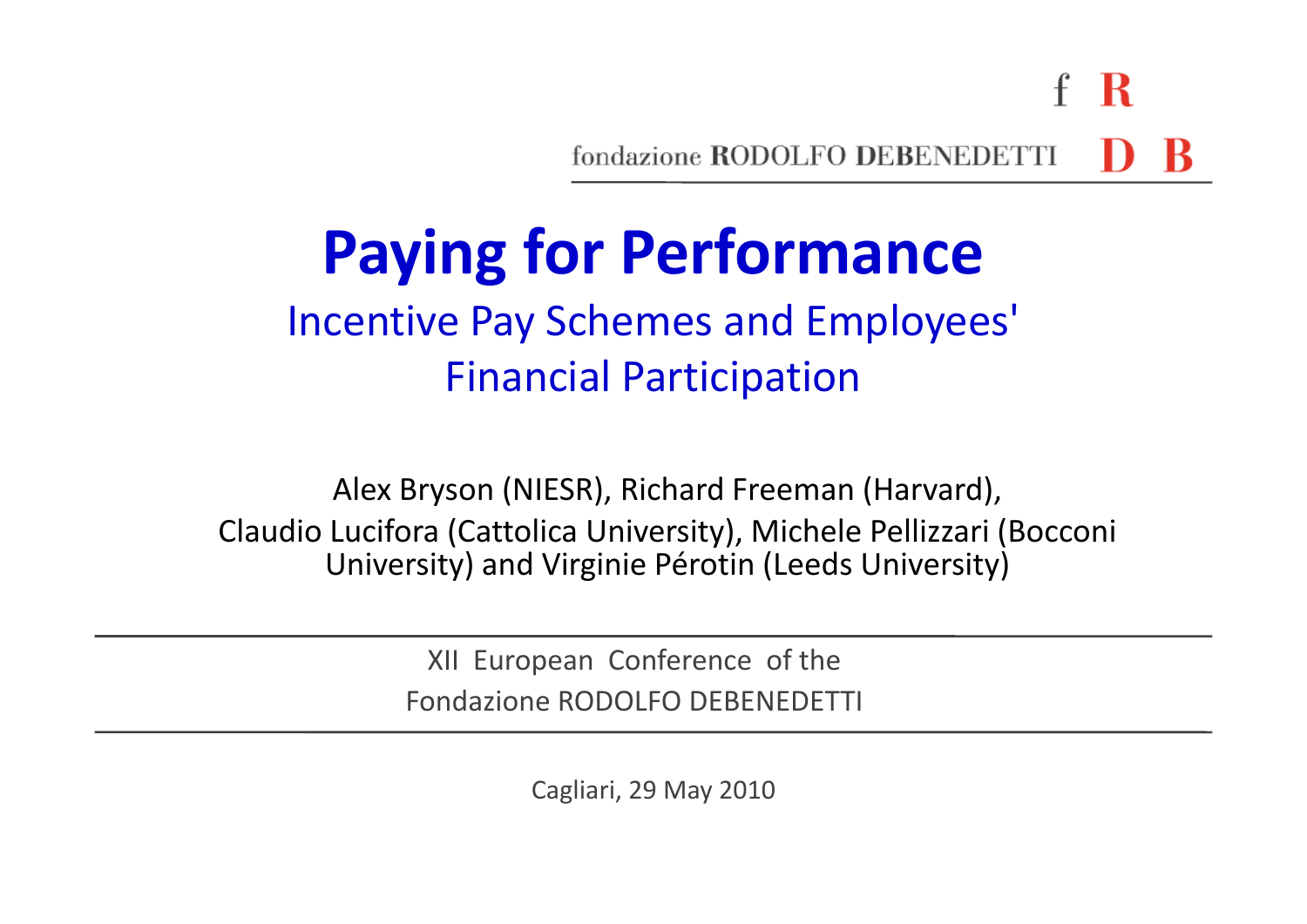fondazione RODOLFO DEBENEDETTI

# Paying for Performance

## Incentive Pay Schemes and Employees' Financial Participation

Alex Bryson (NIESR), Richard Freeman (Harvard),
Claudio Lucifora (Cattolica University), Michele Pellizzari (Bocconi University) and Virginie Pérotin (Leeds University)

---

XII European Conference of the
Fondazione RODOLFO DEBENEDETTI

---

Cagliari, 29 May 2010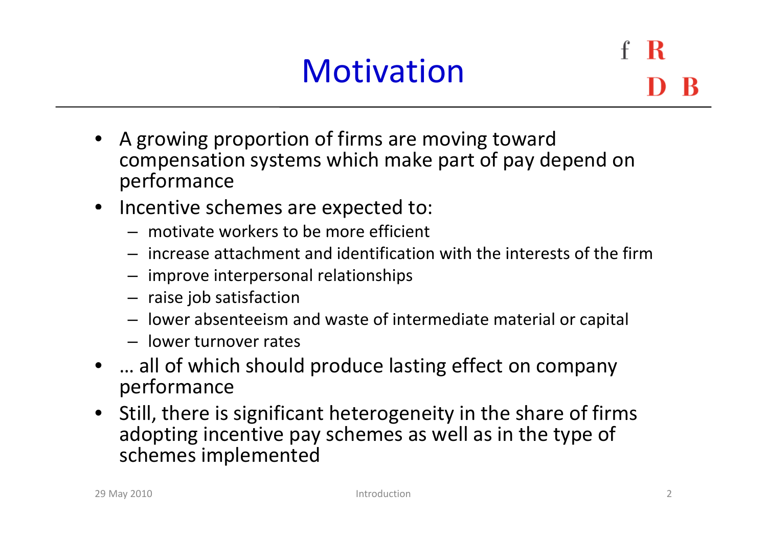# Motivation

- A growing proportion of firms are moving toward compensation systems which make part of pay depend on performance
- Incentive schemes are expected to:
  - motivate workers to be more efficient
  - increase attachment and identification with the interests of the firm
  - improve interpersonal relationships
  - raise job satisfaction
  - lower absenteeism and waste of intermediate material or capital
  - lower turnover rates
- … all of which should produce lasting effect on company performance
- Still, there is significant heterogeneity in the share of firms adopting incentive pay schemes as well as in the type of schemes implemented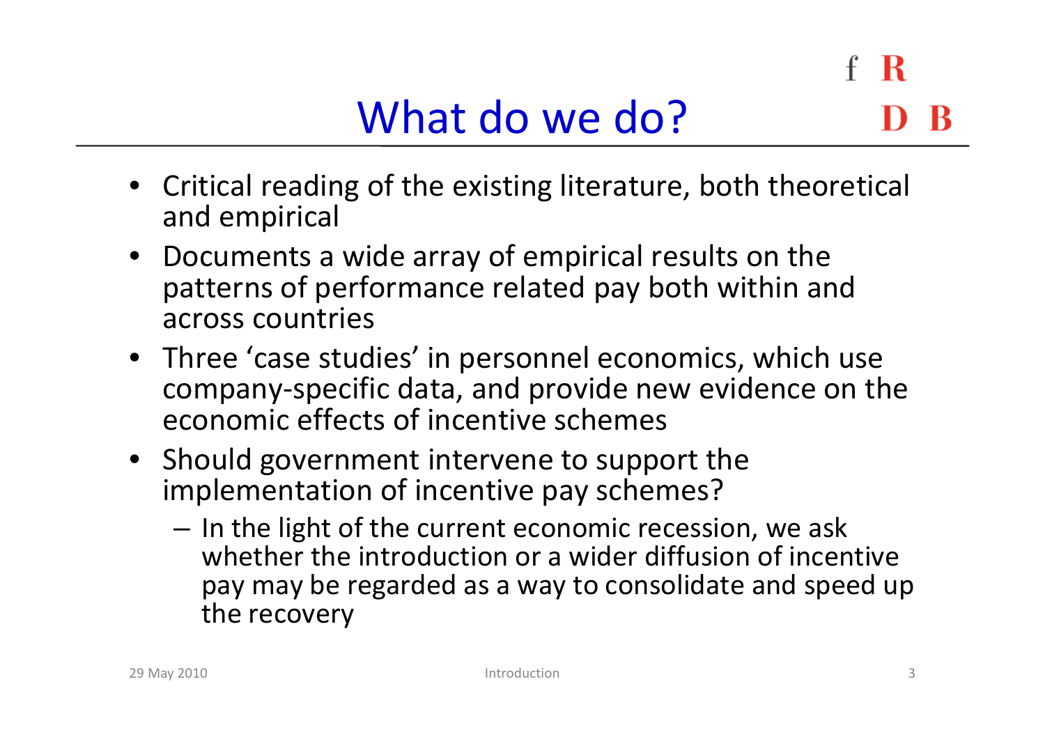# What do we do?

- Critical reading of the existing literature, both theoretical and empirical
- Documents a wide array of empirical results on the patterns of performance related pay both within and across countries
- Three 'case studies' in personnel economics, which use company-specific data, and provide new evidence on the economic effects of incentive schemes
- Should government intervene to support the implementation of incentive pay schemes?
  - In the light of the current economic recession, we ask whether the introduction or a wider diffusion of incentive pay may be regarded as a way to consolidate and speed up the recovery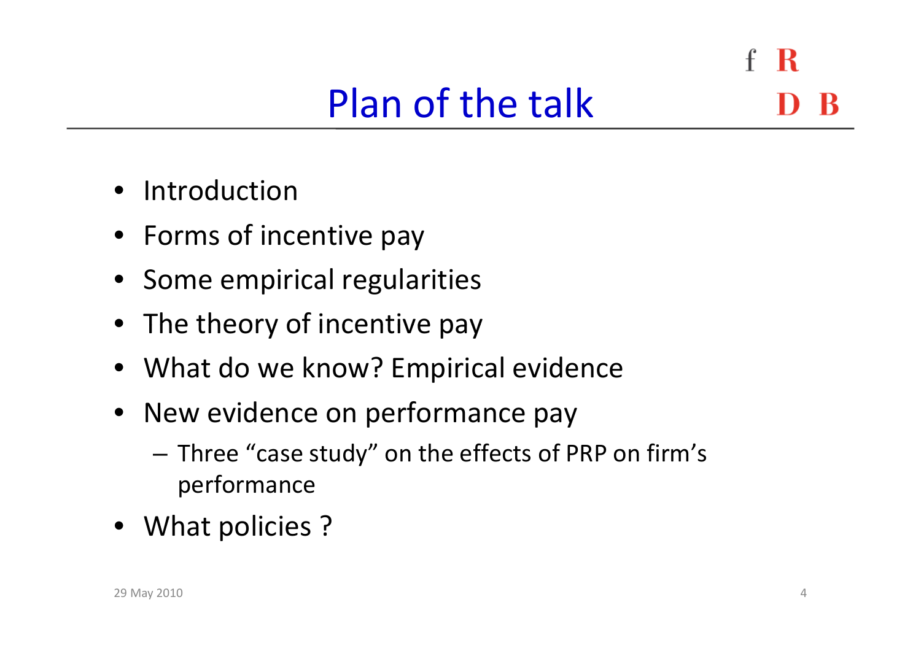# Plan of the talk

- Introduction
- Forms of incentive pay
- Some empirical regularities
- The theory of incentive pay
- What do we know? Empirical evidence
- New evidence on performance pay
  - Three "case study" on the effects of PRP on firm's performance
- What policies ?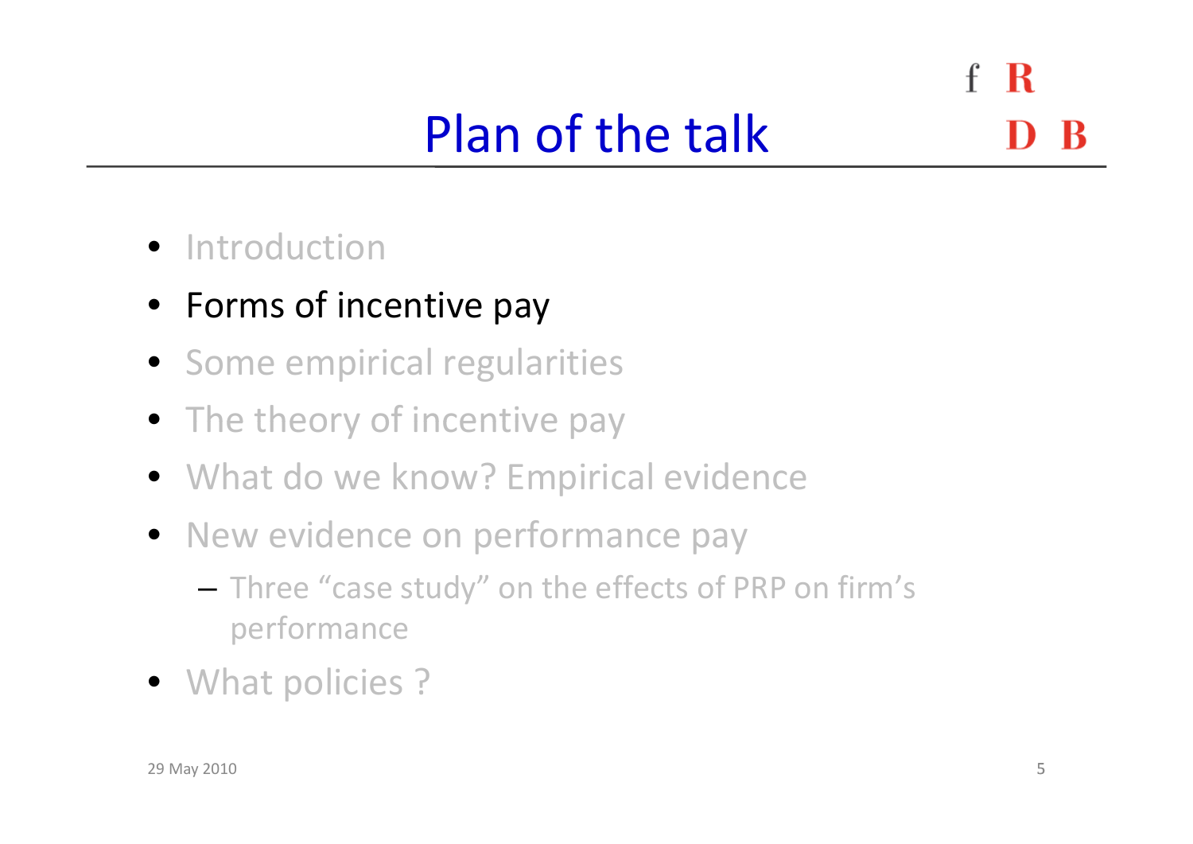# Plan of the talk

- Introduction
- Forms of incentive pay
- Some empirical regularities
- The theory of incentive pay
- What do we know? Empirical evidence
- New evidence on performance pay
  - Three "case study" on the effects of PRP on firm's performance
- What policies ?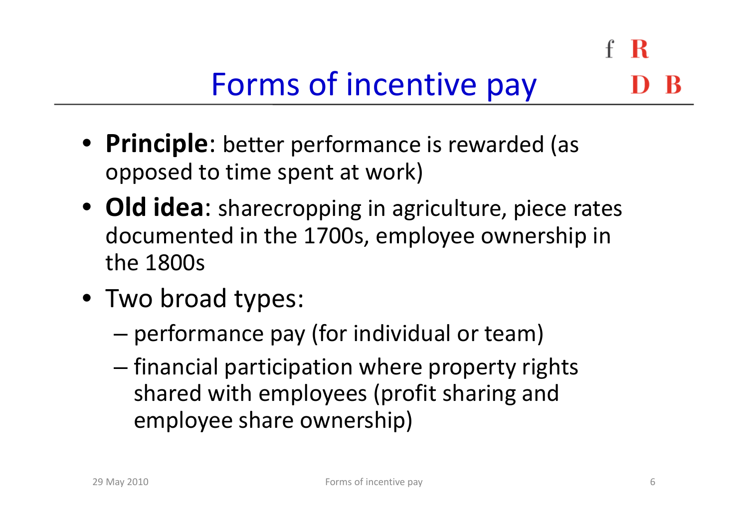# Forms of incentive pay

- **Principle**: better performance is rewarded (as opposed to time spent at work)
- **Old idea**: sharecropping in agriculture, piece rates documented in the 1700s, employee ownership in the 1800s
- Two broad types:
  - performance pay (for individual or team)
  - financial participation where property rights shared with employees (profit sharing and employee share ownership)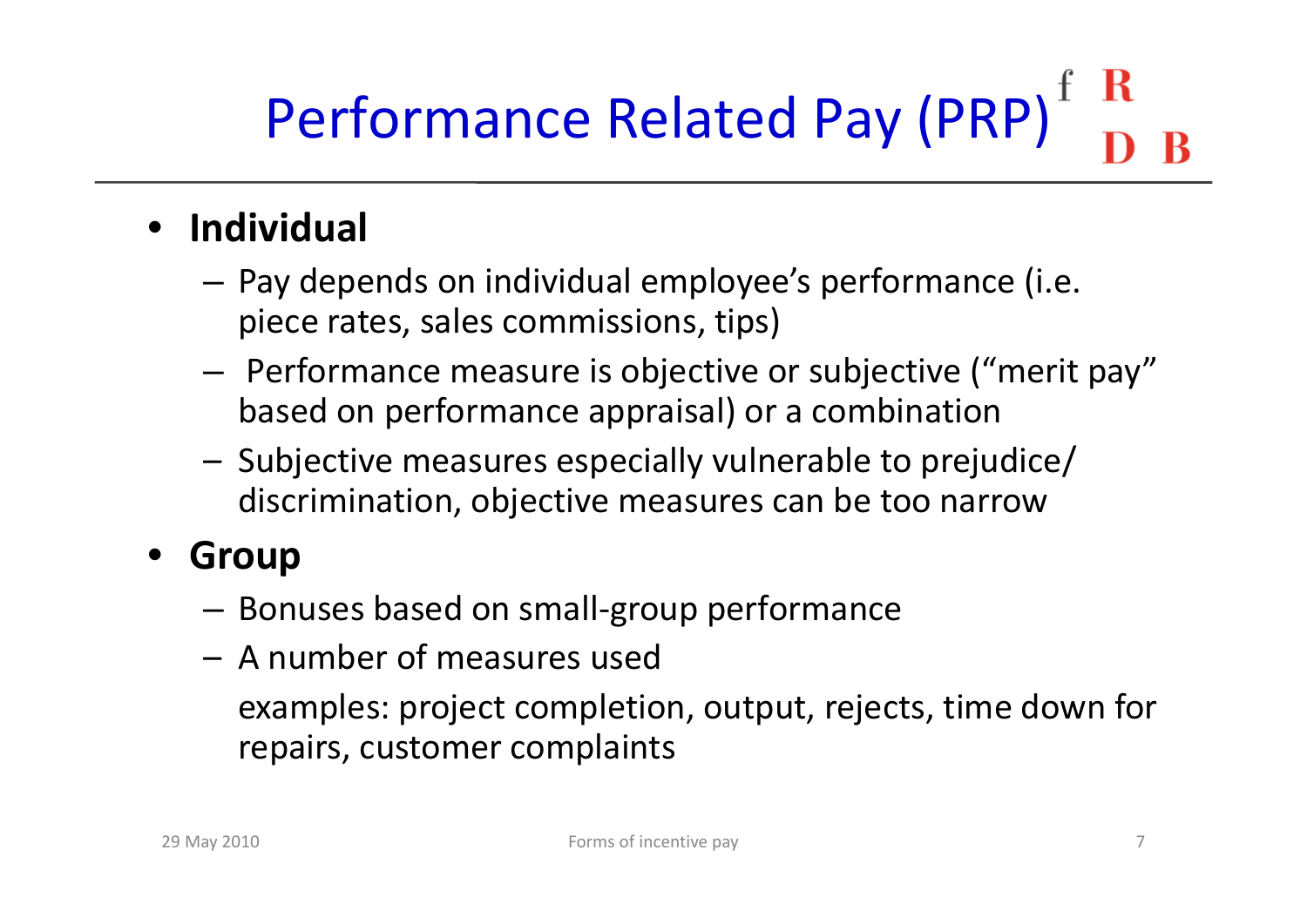# Performance Related Pay (PRP)

- **Individual**
  - Pay depends on individual employee's performance (i.e. piece rates, sales commissions, tips)
  - Performance measure is objective or subjective ("merit pay" based on performance appraisal) or a combination
  - Subjective measures especially vulnerable to prejudice/ discrimination, objective measures can be too narrow
- **Group**
  - Bonuses based on small-group performance
  - A number of measures used

    examples: project completion, output, rejects, time down for repairs, customer complaints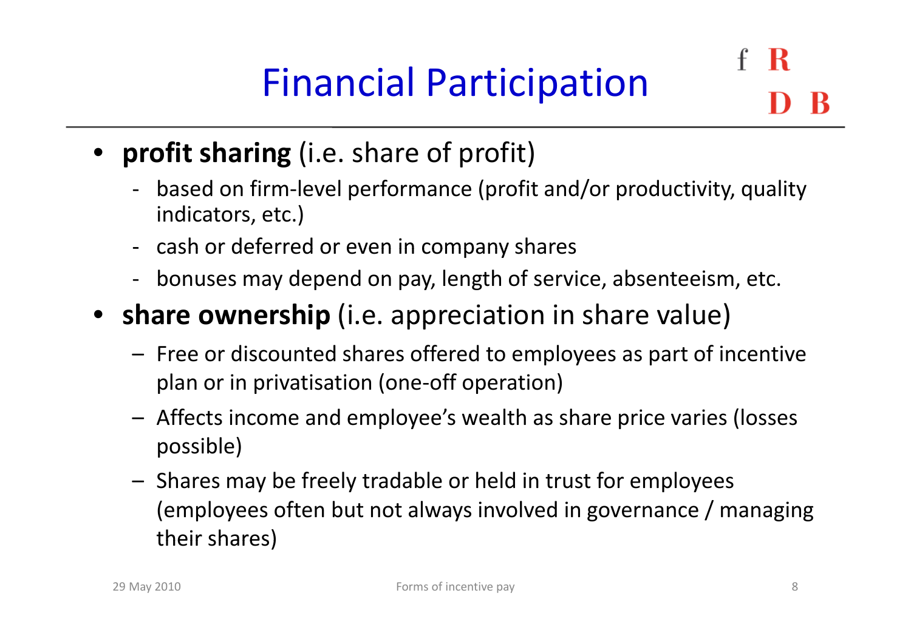# Financial Participation

- **profit sharing** (i.e. share of profit)
  - based on firm-level performance (profit and/or productivity, quality indicators, etc.)
  - cash or deferred or even in company shares
  - bonuses may depend on pay, length of service, absenteeism, etc.
- **share ownership** (i.e. appreciation in share value)
  - Free or discounted shares offered to employees as part of incentive plan or in privatisation (one-off operation)
  - Affects income and employee's wealth as share price varies (losses possible)
  - Shares may be freely tradable or held in trust for employees (employees often but not always involved in governance / managing their shares)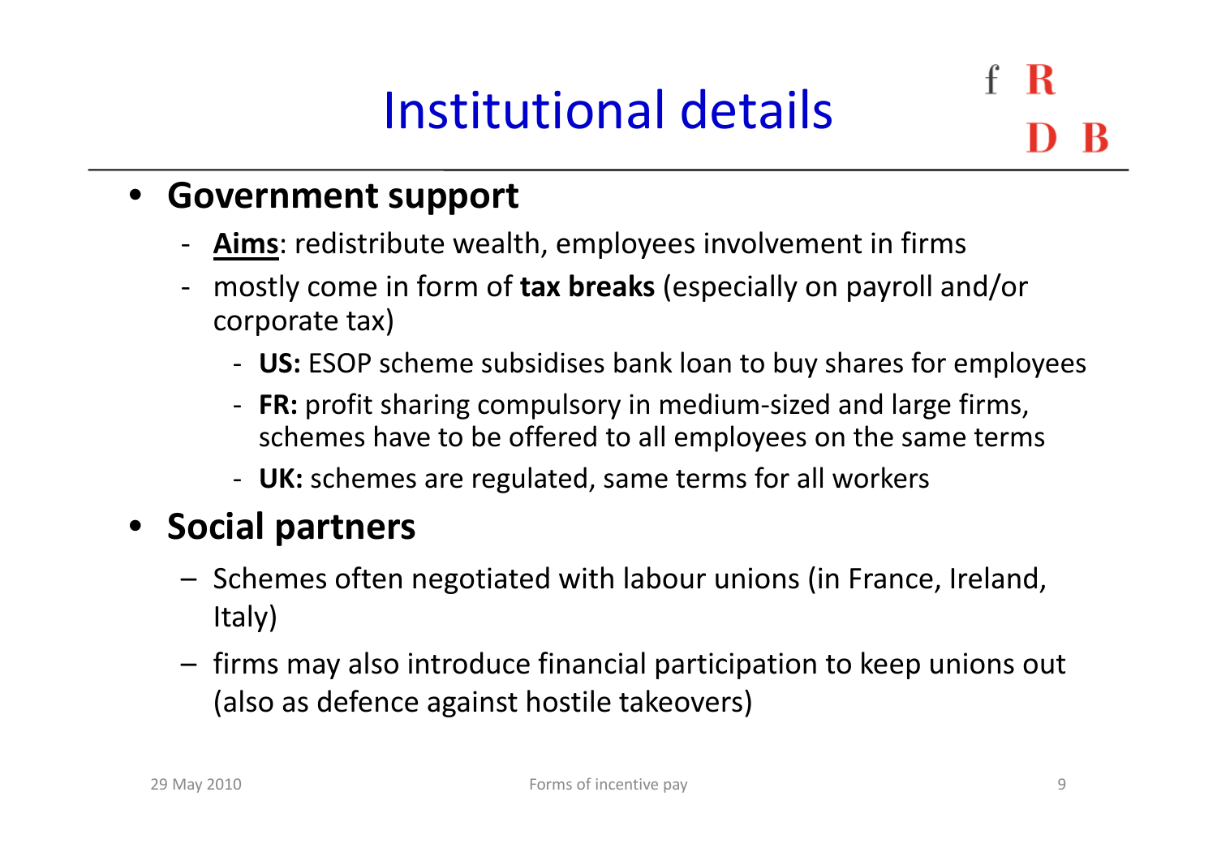# Institutional details

- **Government support**
  - **Aims**: redistribute wealth, employees involvement in firms
  - mostly come in form of **tax breaks** (especially on payroll and/or corporate tax)
    - **US:** ESOP scheme subsidises bank loan to buy shares for employees
    - **FR:** profit sharing compulsory in medium-sized and large firms, schemes have to be offered to all employees on the same terms
    - **UK:** schemes are regulated, same terms for all workers
- **Social partners**
  - Schemes often negotiated with labour unions (in France, Ireland, Italy)
  - firms may also introduce financial participation to keep unions out (also as defence against hostile takeovers)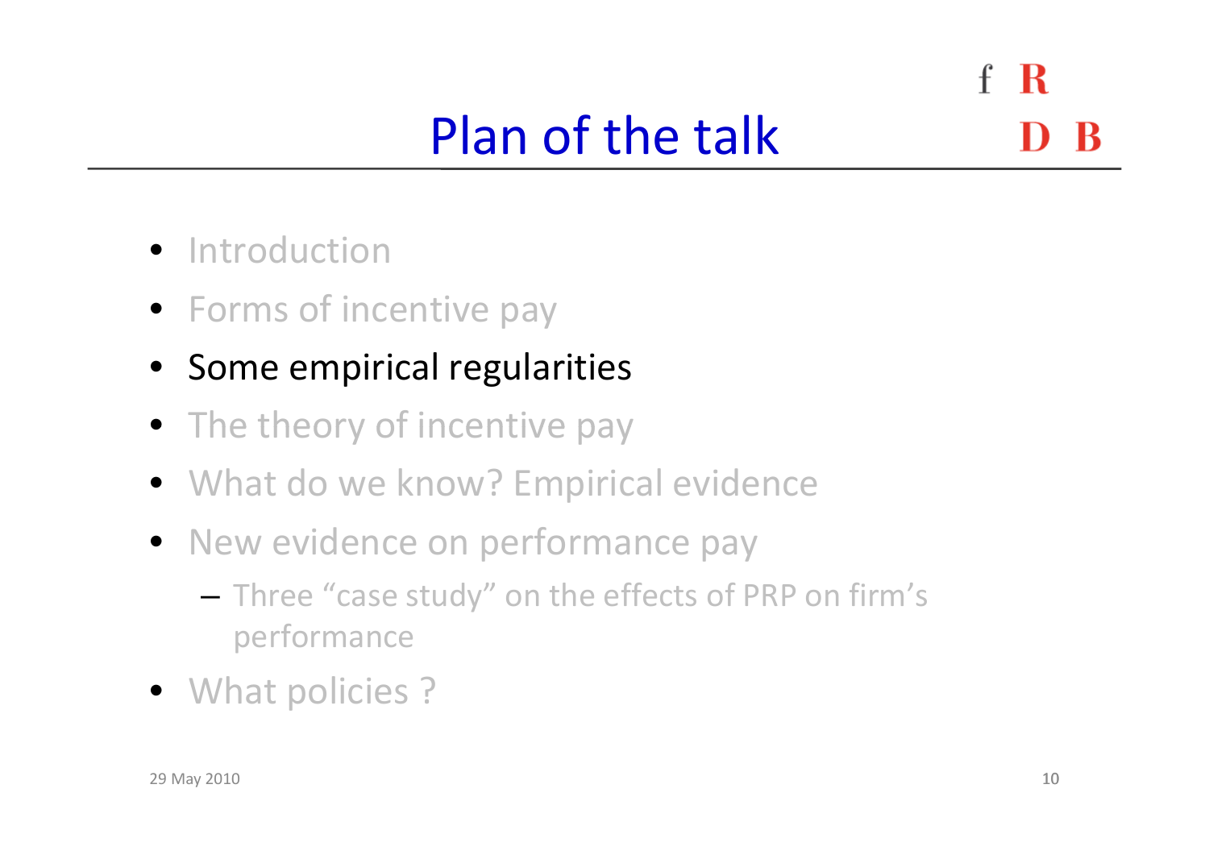# Plan of the talk

- Introduction
- Forms of incentive pay
- Some empirical regularities
- The theory of incentive pay
- What do we know? Empirical evidence
- New evidence on performance pay
  - Three "case study" on the effects of PRP on firm's performance
- What policies ?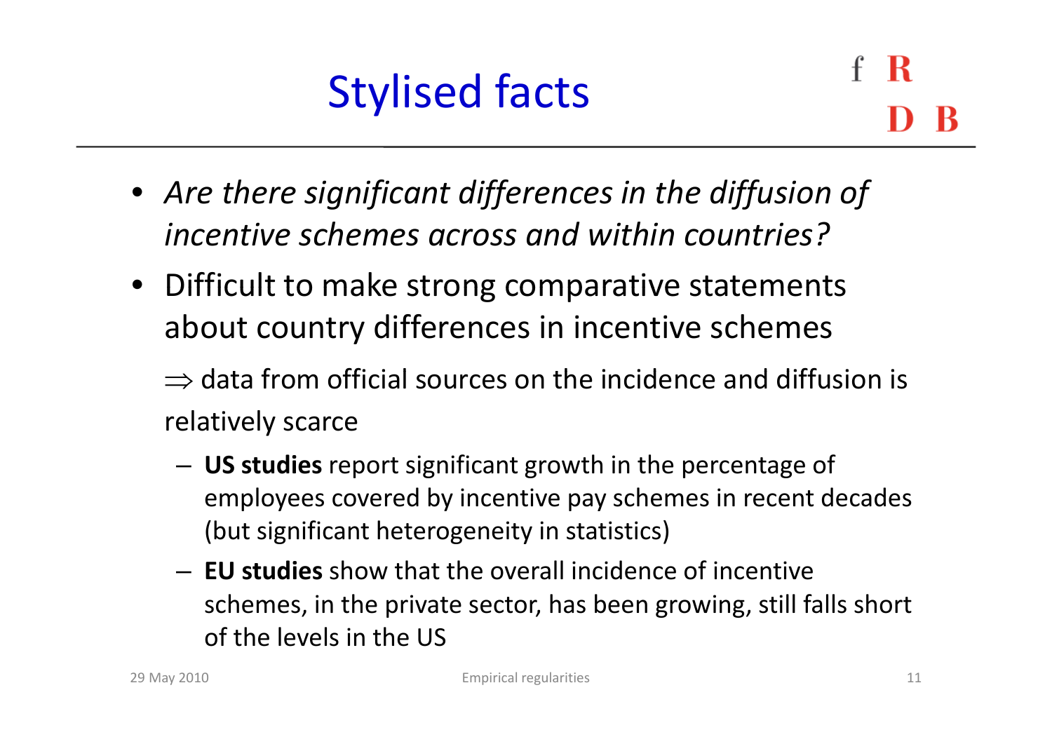# Stylised facts

- *Are there significant differences in the diffusion of incentive schemes across and within countries?*
- Difficult to make strong comparative statements about country differences in incentive schemes

  $\Rightarrow$ data from official sources on the incidence and diffusion is relatively scarce

  - **US studies** report significant growth in the percentage of employees covered by incentive pay schemes in recent decades (but significant heterogeneity in statistics)
  - **EU studies** show that the overall incidence of incentive schemes, in the private sector, has been growing, still falls short of the levels in the US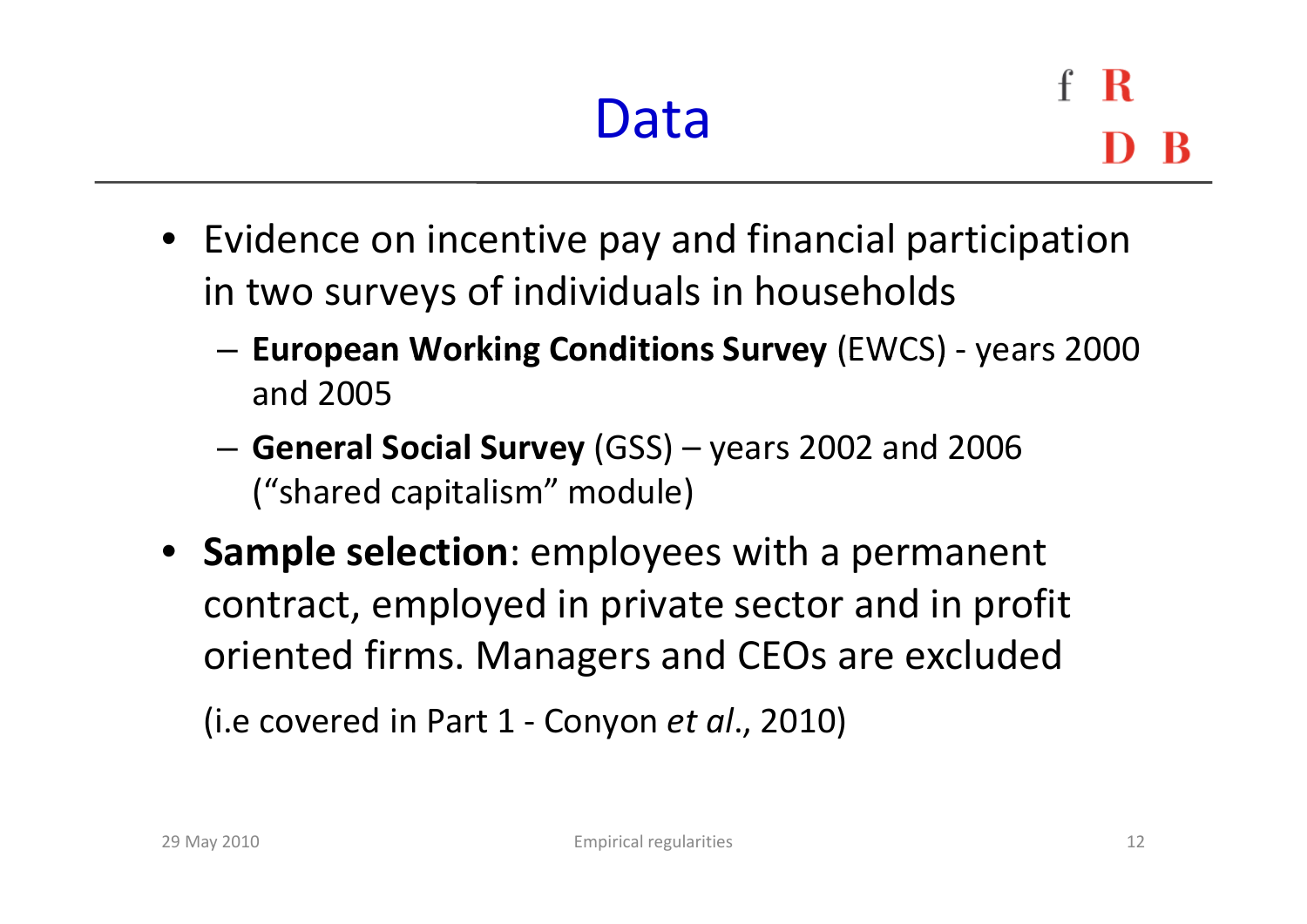# Data

- Evidence on incentive pay and financial participation in two surveys of individuals in households
  - **European Working Conditions Survey** (EWCS) - years 2000 and 2005
  - **General Social Survey** (GSS) – years 2002 and 2006 (“shared capitalism” module)
- **Sample selection**: employees with a permanent contract, employed in private sector and in profit oriented firms. Managers and CEOs are excluded

  (i.e covered in Part 1 - Conyon *et al*., 2010)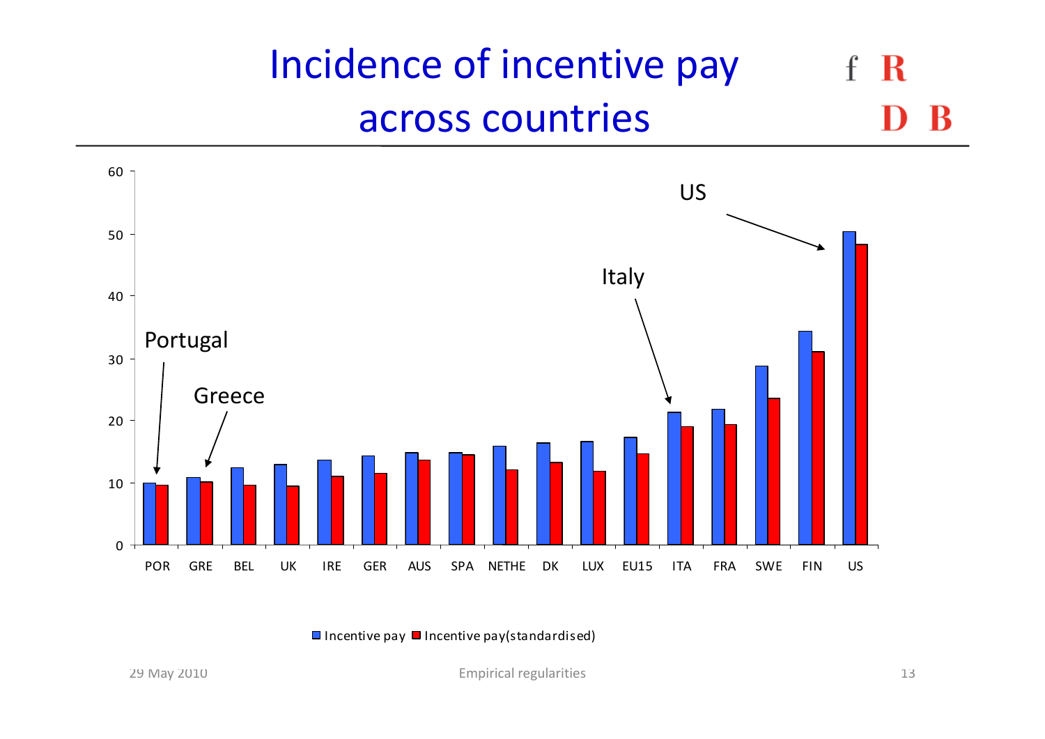# Incidence of incentive pay across countries

| Country | Incentive pay | Incentive pay(standardised) |
|---|---|---|
| POR | 10 | 9.7 |
| GRE | 10.9 | 10.2 |
| BEL | 12.5 | 9.7 |
| UK | 13 | 9.5 |
| IRE | 13.7 | 11.1 |
| GER | 14.4 | 11.6 |
| AUS | 14.9 | 13.7 |
| SPA | 14.9 | 14.6 |
| NETHE | 15.9 | 12.1 |
| DK | 16.5 | 13.3 |
| LUX | 16.7 | 11.9 |
| EU15 | 17.3 | 14.7 |
| ITA | 21.4 | 19.1 |
| FRA | 21.9 | 19.4 |
| SWE | 28.9 | 23.6 |
| FIN | 34.4 | 31.2 |
| US | 50.4 | 48.4 |

Annotations: Portugal, Greece, Italy, US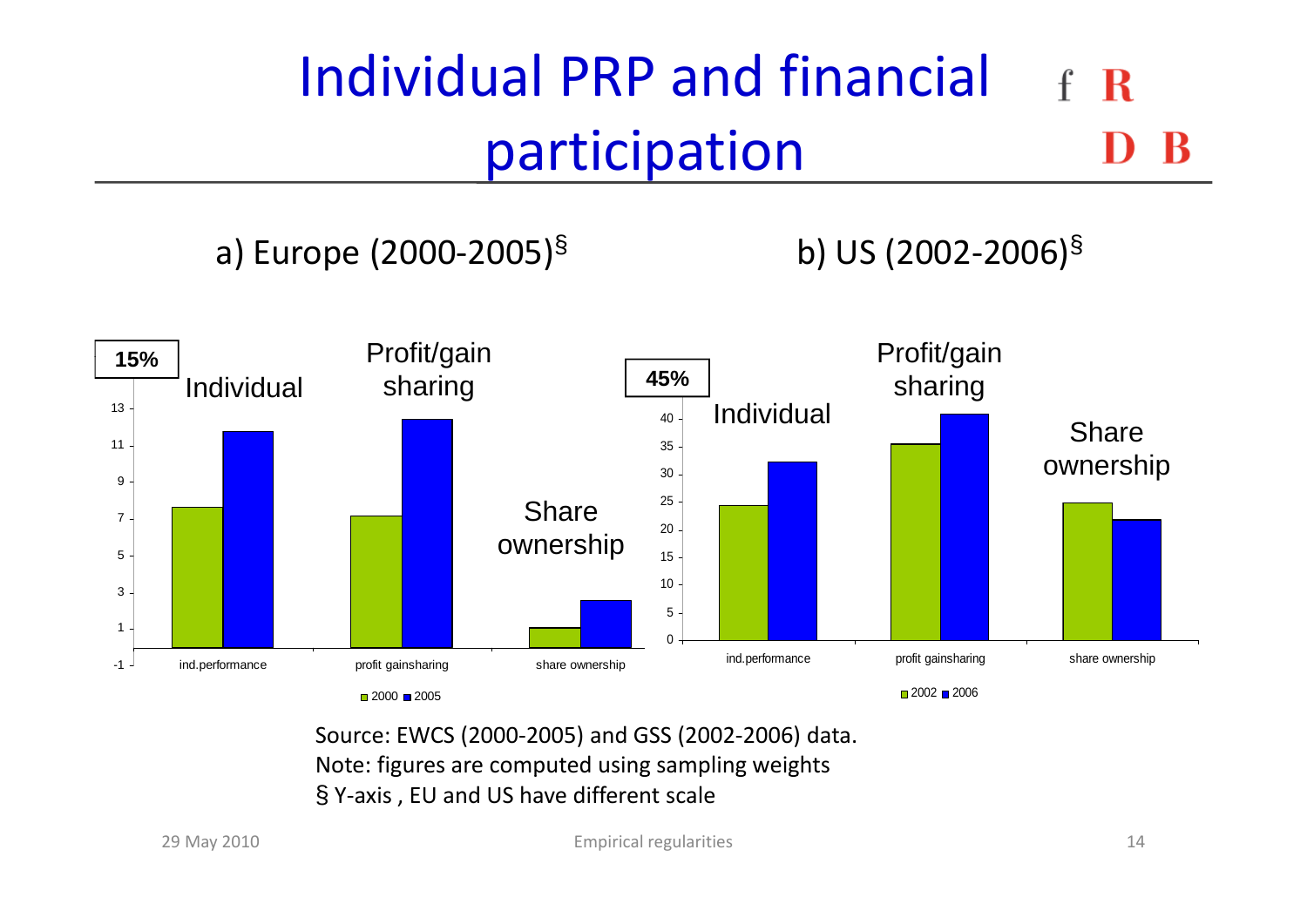# Individual PRP and financial participation

a) Europe (2000-2005)[§]

b) US (2002-2006)[§]

Source: EWCS (2000-2005) and GSS (2002-2006) data.
Note: figures are computed using sampling weights
§ Y-axis , EU and US have different scale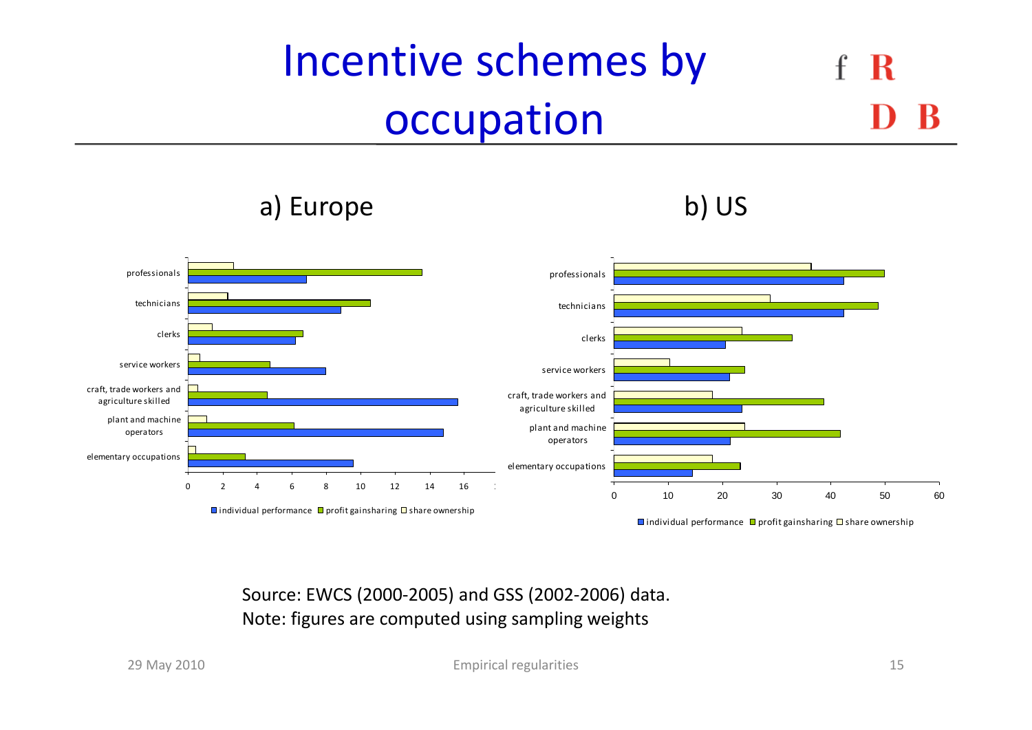# Incentive schemes by occupation

a) Europe

b) US

Source: EWCS (2000-2005) and GSS (2002-2006) data.
Note: figures are computed using sampling weights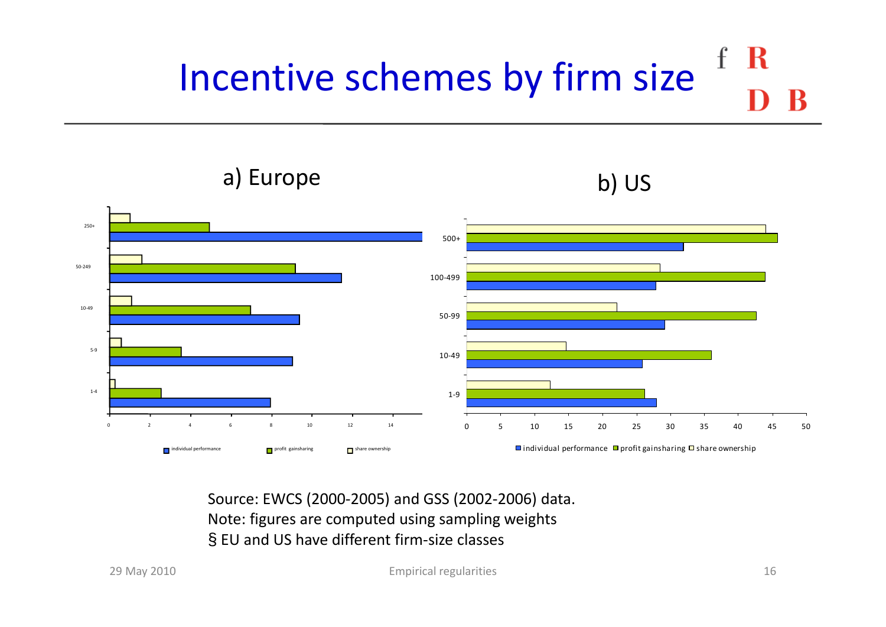# Incentive schemes by firm size

a) Europe

b) US

Source: EWCS (2000-2005) and GSS (2002-2006) data.
Note: figures are computed using sampling weights

§ EU and US have different firm-size classes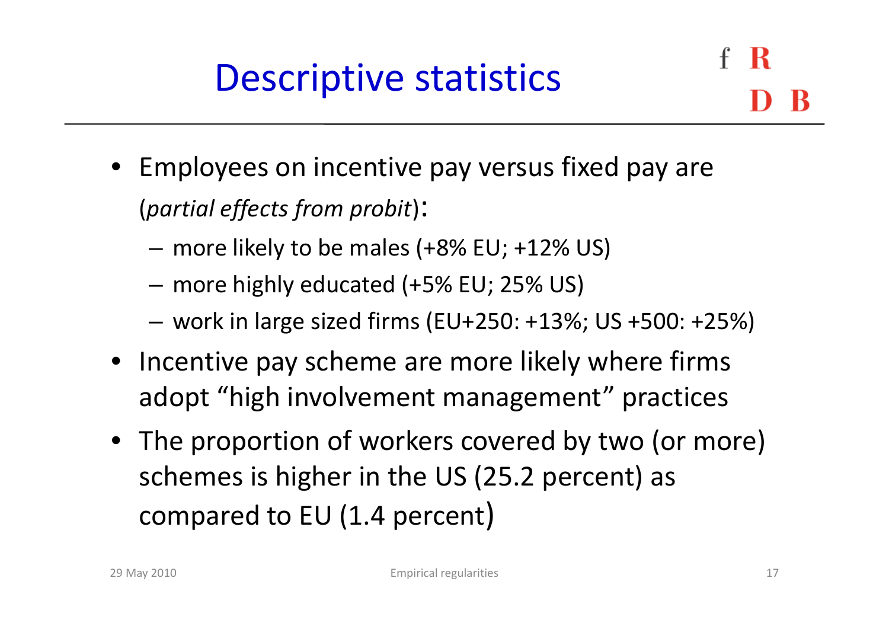# Descriptive statistics

- Employees on incentive pay versus fixed pay are (*partial effects from probit*):
  - more likely to be males (+8% EU; +12% US)
  - more highly educated (+5% EU; 25% US)
  - work in large sized firms (EU+250: +13%; US +500: +25%)
- Incentive pay scheme are more likely where firms adopt "high involvement management" practices
- The proportion of workers covered by two (or more) schemes is higher in the US (25.2 percent) as compared to EU (1.4 percent)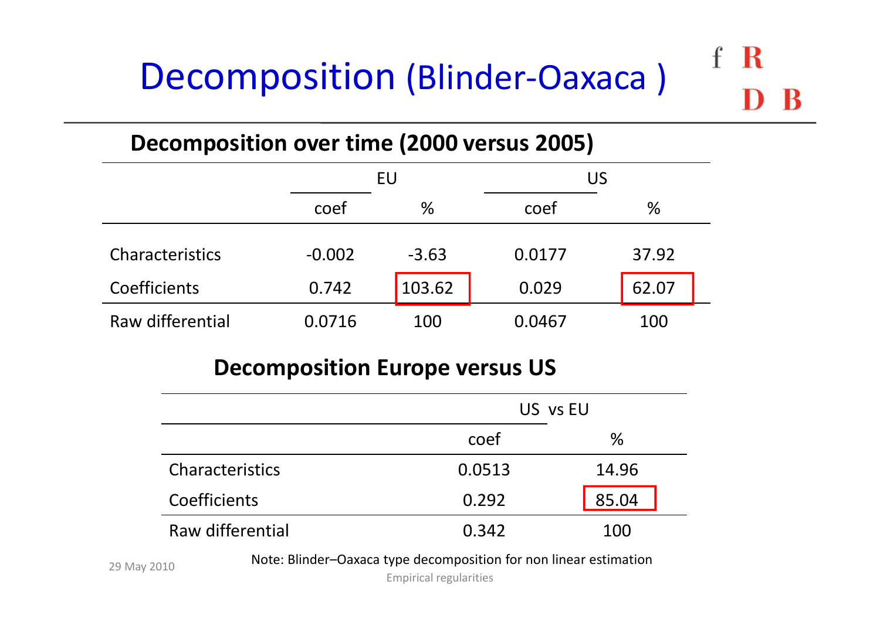# Decomposition (Blinder-Oaxaca )

### Decomposition over time (2000 versus 2005)

| | EU | | US | |
|---|---|---|---|---|
| | coef | % | coef | % |
| Characteristics | -0.002 | -3.63 | 0.0177 | 37.92 |
| Coefficients | 0.742 | 103.62 | 0.029 | 62.07 |
| Raw differential | 0.0716 | 100 | 0.0467 | 100 |

### Decomposition Europe versus US

| | US vs EU | |
|---|---|---|
| | coef | % |
| Characteristics | 0.0513 | 14.96 |
| Coefficients | 0.292 | 85.04 |
| Raw differential | 0.342 | 100 |

Note: Blinder–Oaxaca type decomposition for non linear estimation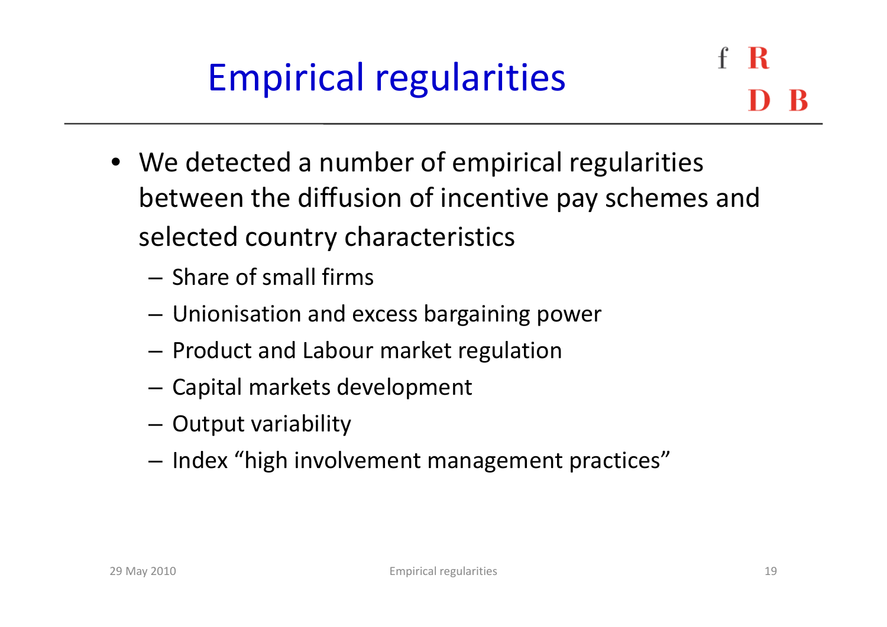# Empirical regularities

- We detected a number of empirical regularities between the diffusion of incentive pay schemes and selected country characteristics
  - Share of small firms
  - Unionisation and excess bargaining power
  - Product and Labour market regulation
  - Capital markets development
  - Output variability
  - Index “high involvement management practices”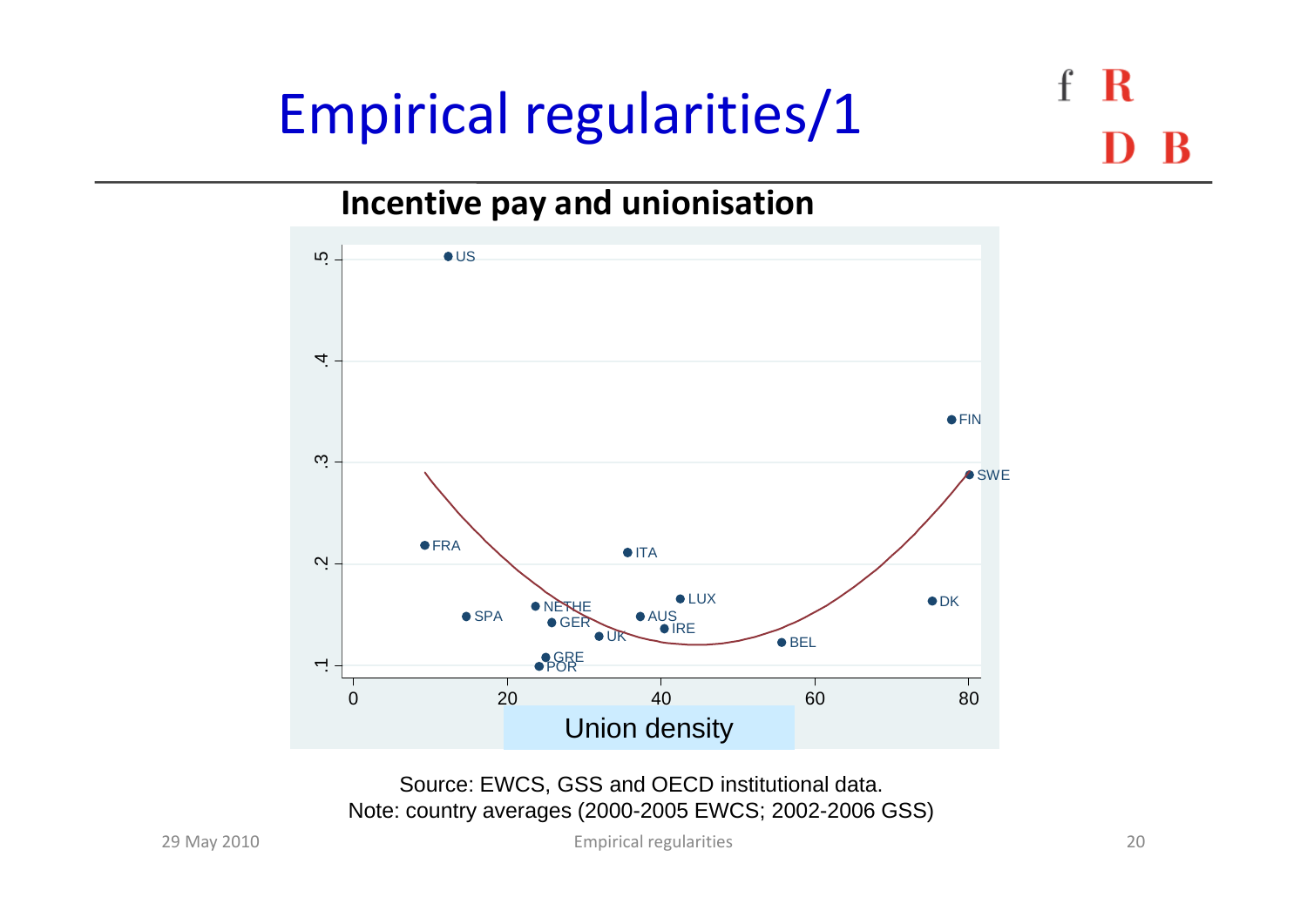# Empirical regularities/1

## Incentive pay and unionisation

Source: EWCS, GSS and OECD institutional data.
Note: country averages (2000-2005 EWCS; 2002-2006 GSS)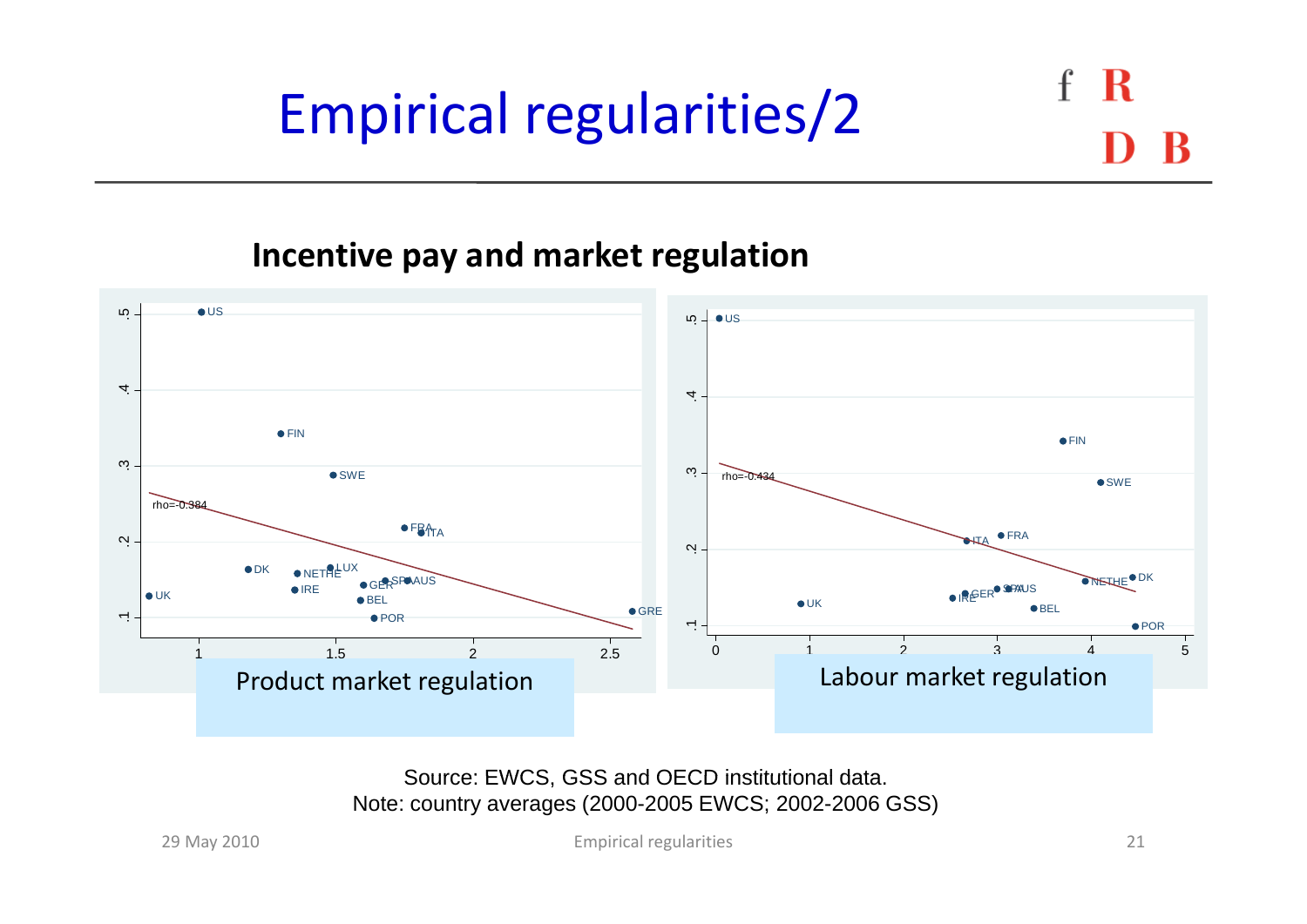# Empirical regularities/2

### Incentive pay and market regulation

Product market regulation

Labour market regulation

Source: EWCS, GSS and OECD institutional data.
Note: country averages (2000-2005 EWCS; 2002-2006 GSS)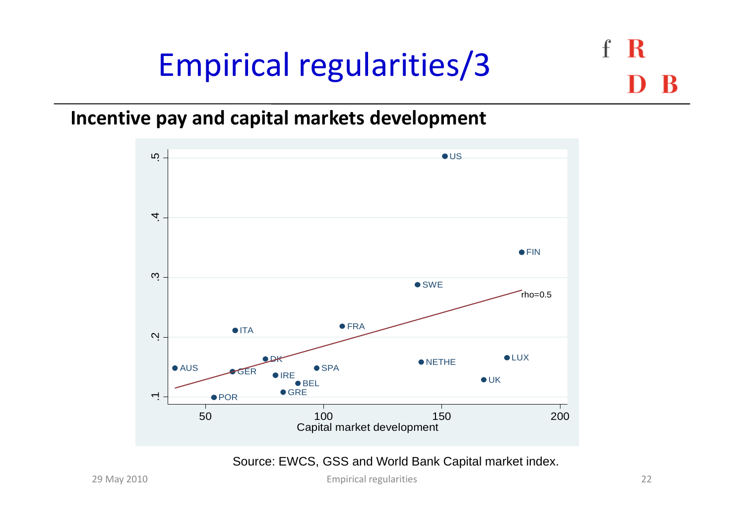# Empirical regularities/3

**Incentive pay and capital markets development**

Source: EWCS, GSS and World Bank Capital market index.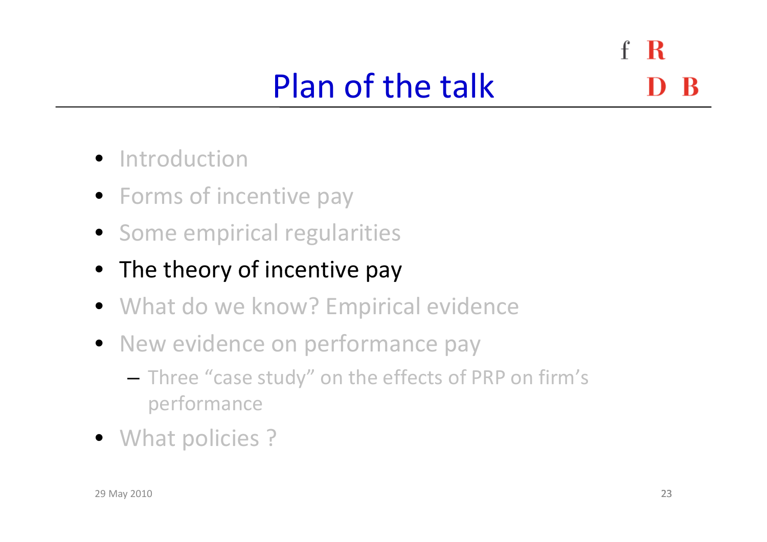# Plan of the talk

- Introduction
- Forms of incentive pay
- Some empirical regularities
- The theory of incentive pay
- What do we know? Empirical evidence
- New evidence on performance pay
  - Three "case study" on the effects of PRP on firm's performance
- What policies ?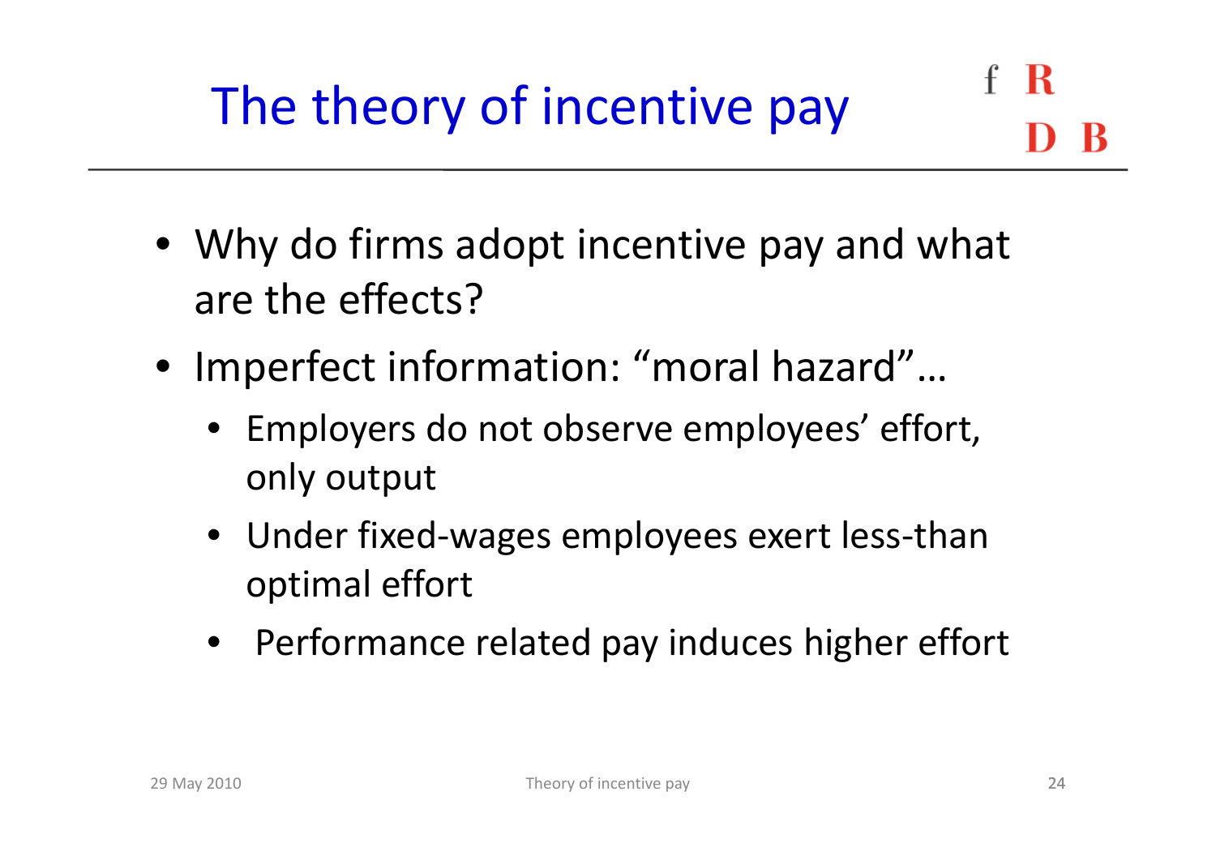# The theory of incentive pay

- Why do firms adopt incentive pay and what are the effects?
- Imperfect information: “moral hazard”…
  - Employers do not observe employees’ effort, only output
  - Under fixed-wages employees exert less-than optimal effort
  - Performance related pay induces higher effort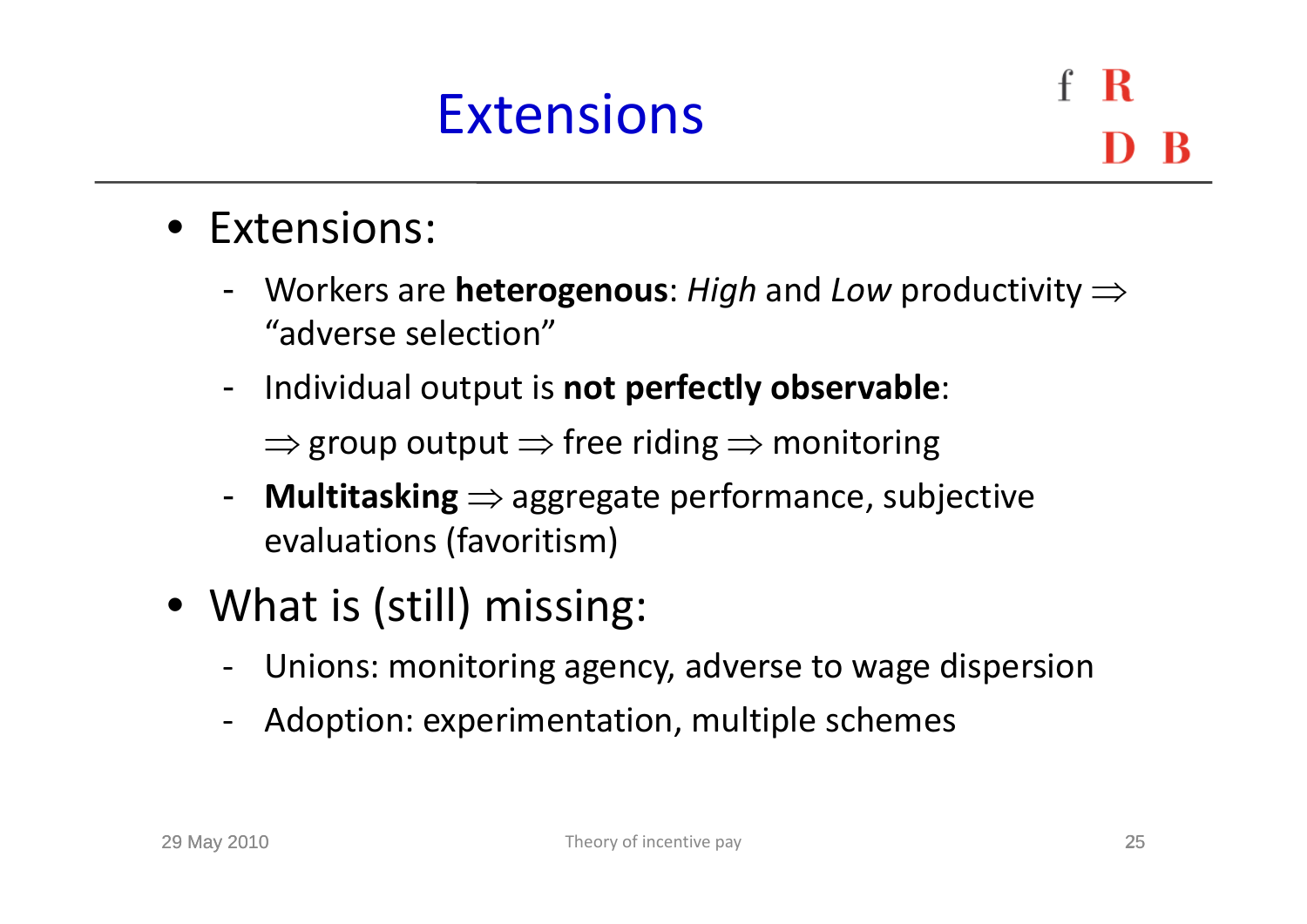# Extensions

- Extensions:
  - Workers are **heterogenous**: *High* and *Low* productivity $\Rightarrow$ "adverse selection"
  - Individual output is **not perfectly observable**:

    $\Rightarrow$ group output $\Rightarrow$ free riding $\Rightarrow$ monitoring
  - **Multitasking** $\Rightarrow$ aggregate performance, subjective evaluations (favoritism)
- What is (still) missing:
  - Unions: monitoring agency, adverse to wage dispersion
  - Adoption: experimentation, multiple schemes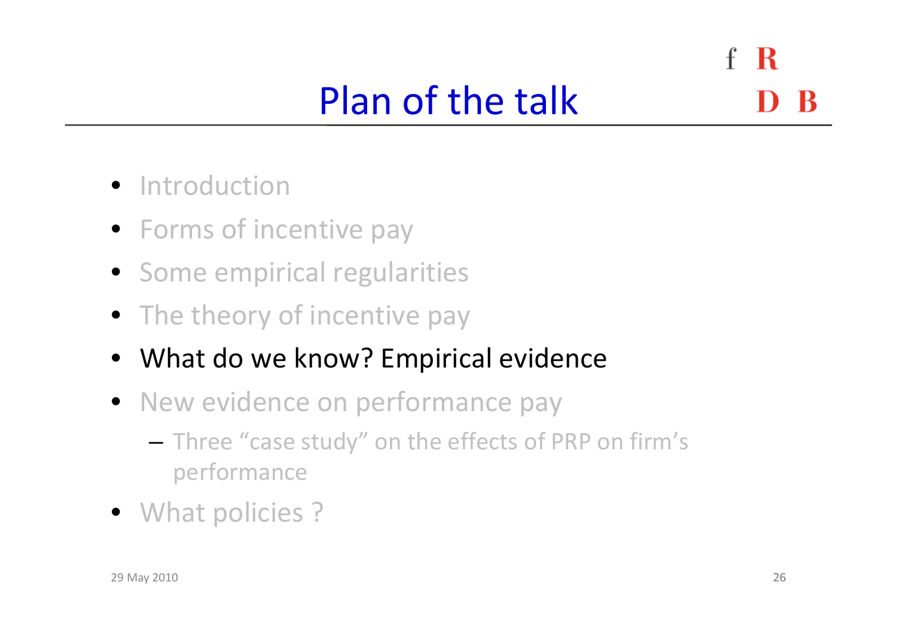# Plan of the talk

- Introduction
- Forms of incentive pay
- Some empirical regularities
- The theory of incentive pay
- What do we know? Empirical evidence
- New evidence on performance pay
  - Three "case study" on the effects of PRP on firm's performance
- What policies ?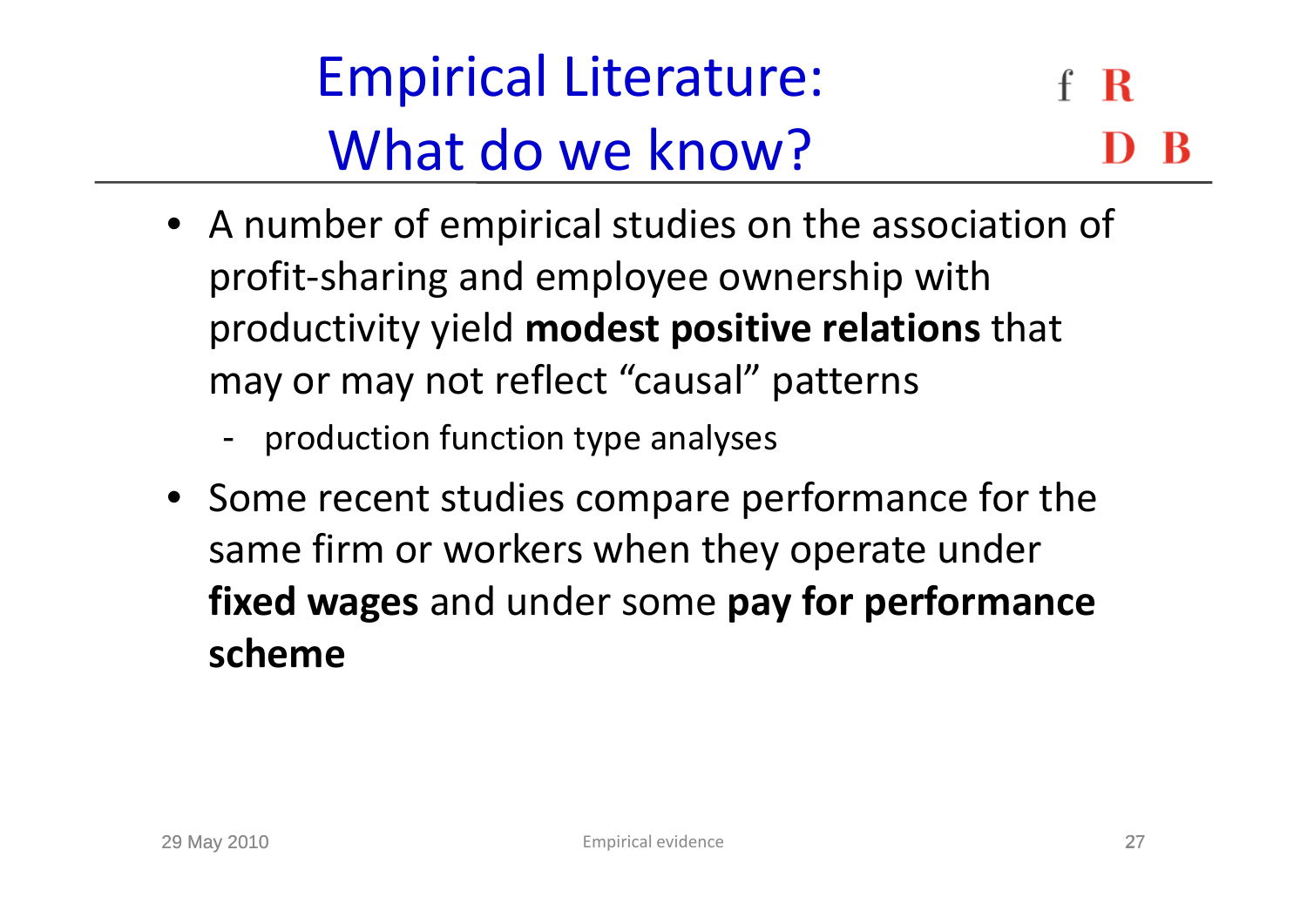# Empirical Literature: What do we know?

- A number of empirical studies on the association of profit-sharing and employee ownership with productivity yield **modest positive relations** that may or may not reflect "causal" patterns
  - production function type analyses
- Some recent studies compare performance for the same firm or workers when they operate under **fixed wages** and under some **pay for performance scheme**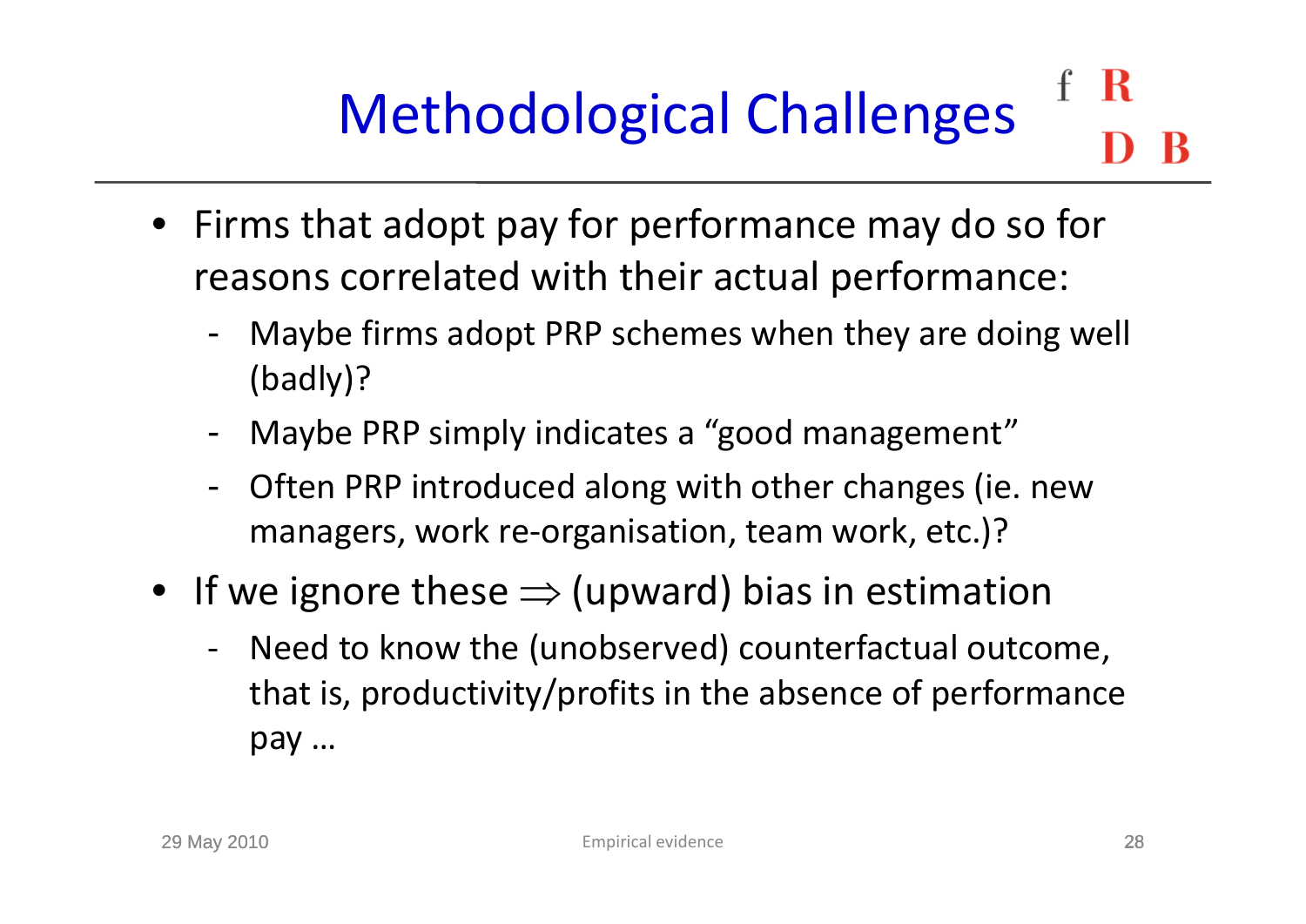# Methodological Challenges

- Firms that adopt pay for performance may do so for reasons correlated with their actual performance:
  - Maybe firms adopt PRP schemes when they are doing well (badly)?
  - Maybe PRP simply indicates a “good management”
  - Often PRP introduced along with other changes (ie. new managers, work re-organisation, team work, etc.)?
- If we ignore these $\Rightarrow$ (upward) bias in estimation
  - Need to know the (unobserved) counterfactual outcome, that is, productivity/profits in the absence of performance pay …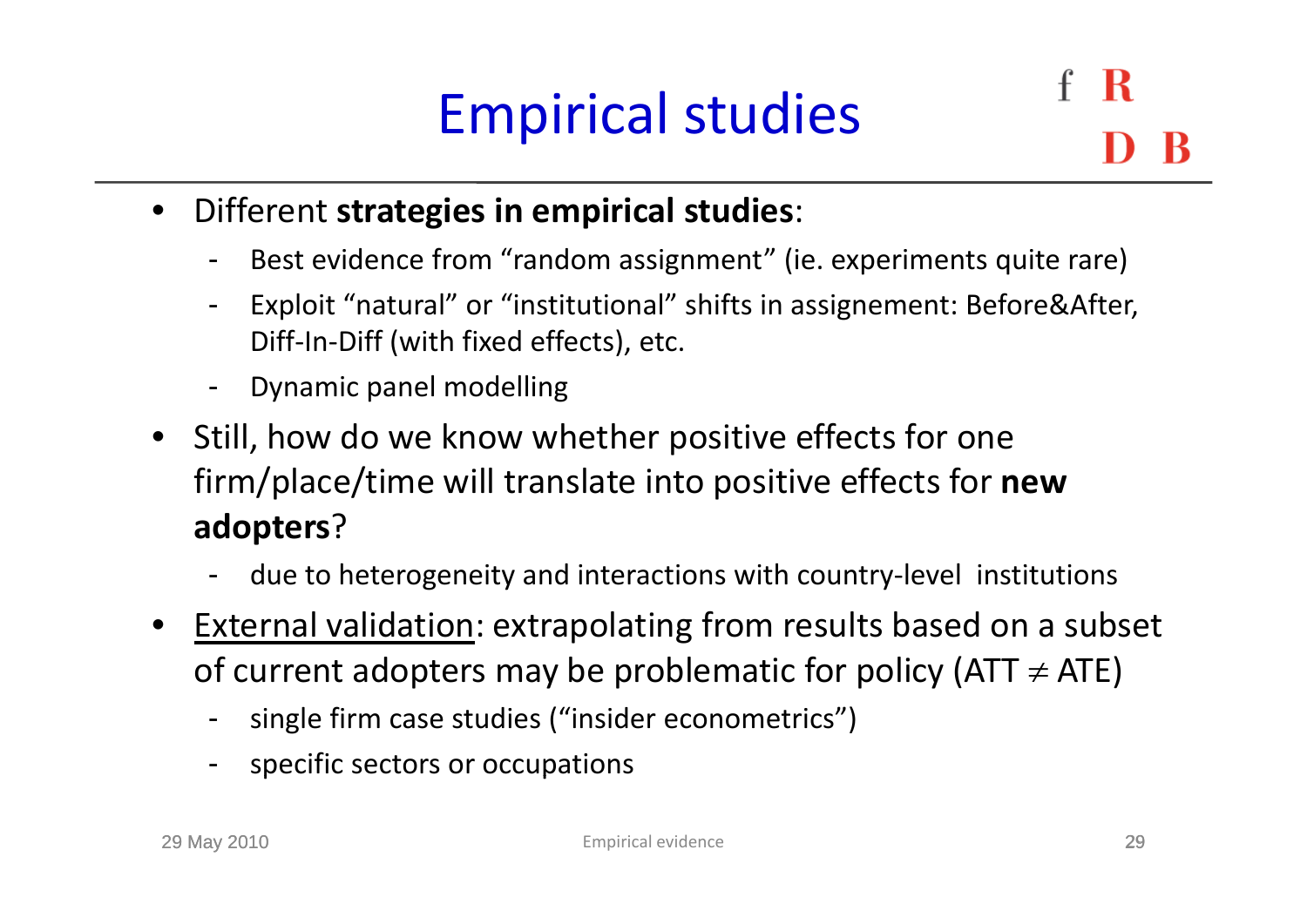# Empirical studies

- Different **strategies in empirical studies**:
  - Best evidence from "random assignment" (ie. experiments quite rare)
  - Exploit "natural" or "institutional" shifts in assignement: Before&After, Diff-In-Diff (with fixed effects), etc.
  - Dynamic panel modelling
- Still, how do we know whether positive effects for one firm/place/time will translate into positive effects for **new adopters**?
  - due to heterogeneity and interactions with country-level institutions
- <u>External validation</u>: extrapolating from results based on a subset of current adopters may be problematic for policy (ATT $\neq$ ATE)
  - single firm case studies ("insider econometrics")
  - specific sectors or occupations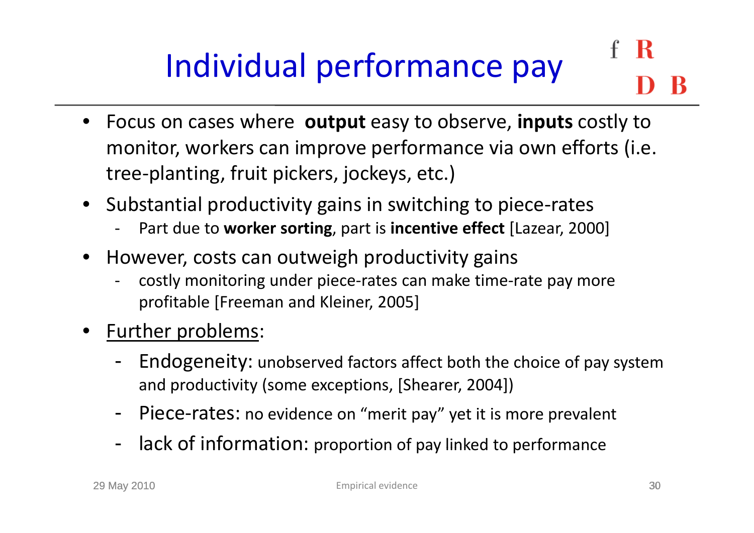# Individual performance pay

- Focus on cases where **output** easy to observe, **inputs** costly to monitor, workers can improve performance via own efforts (i.e. tree-planting, fruit pickers, jockeys, etc.)
- Substantial productivity gains in switching to piece-rates
  - Part due to **worker sorting**, part is **incentive effect** [Lazear, 2000]
- However, costs can outweigh productivity gains
  - costly monitoring under piece-rates can make time-rate pay more profitable [Freeman and Kleiner, 2005]
- <u>Further problems</u>:
  - Endogeneity: unobserved factors affect both the choice of pay system and productivity (some exceptions, [Shearer, 2004])
  - Piece-rates: no evidence on "merit pay" yet it is more prevalent
  - lack of information: proportion of pay linked to performance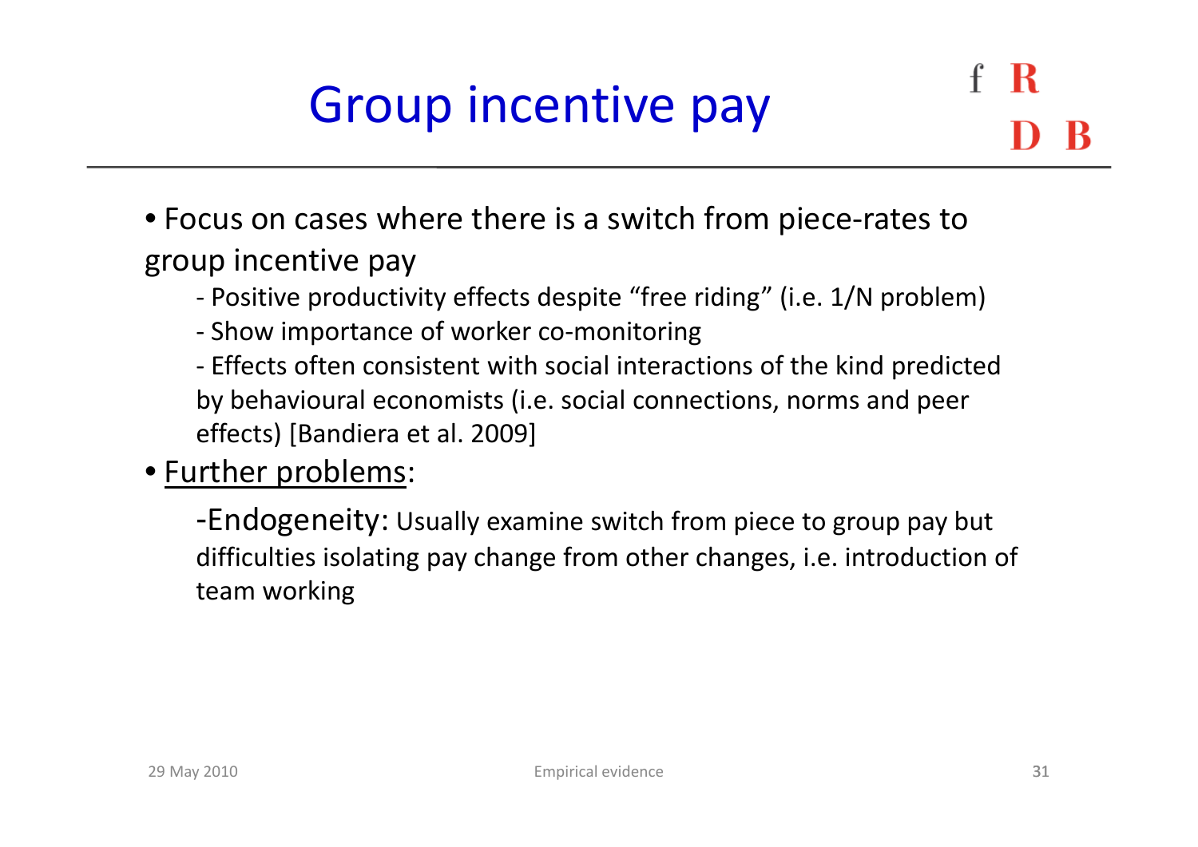# Group incentive pay

- Focus on cases where there is a switch from piece-rates to group incentive pay
  - Positive productivity effects despite "free riding" (i.e. 1/N problem)
  - Show importance of worker co-monitoring
  - Effects often consistent with social interactions of the kind predicted by behavioural economists (i.e. social connections, norms and peer effects) [Bandiera et al. 2009]
- Further problems:
  - Endogeneity: Usually examine switch from piece to group pay but difficulties isolating pay change from other changes, i.e. introduction of team working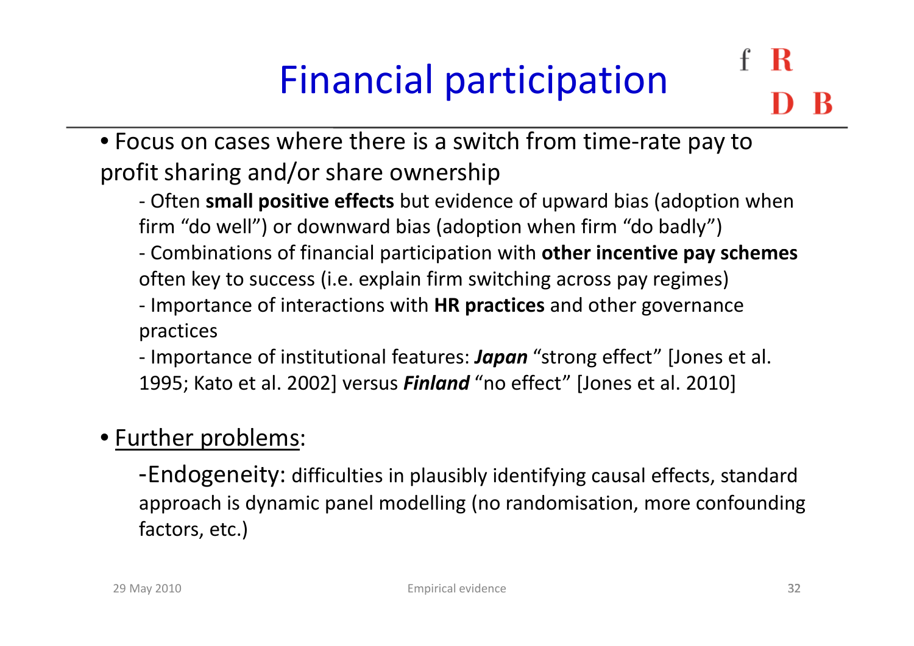# Financial participation

- Focus on cases where there is a switch from time-rate pay to profit sharing and/or share ownership
  - Often **small positive effects** but evidence of upward bias (adoption when firm "do well") or downward bias (adoption when firm "do badly")
  - Combinations of financial participation with **other incentive pay schemes** often key to success (i.e. explain firm switching across pay regimes)
  - Importance of interactions with **HR practices** and other governance practices
  - Importance of institutional features: ***Japan*** "strong effect" [Jones et al. 1995; Kato et al. 2002] versus ***Finland*** "no effect" [Jones et al. 2010]

- Further problems:
  - Endogeneity: difficulties in plausibly identifying causal effects, standard approach is dynamic panel modelling (no randomisation, more confounding factors, etc.)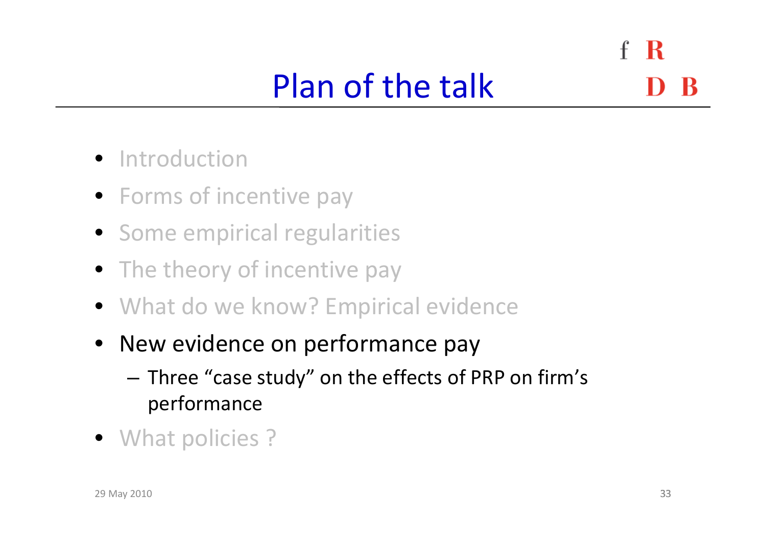# Plan of the talk

- Introduction
- Forms of incentive pay
- Some empirical regularities
- The theory of incentive pay
- What do we know? Empirical evidence
- New evidence on performance pay
  - Three “case study” on the effects of PRP on firm’s performance
- What policies ?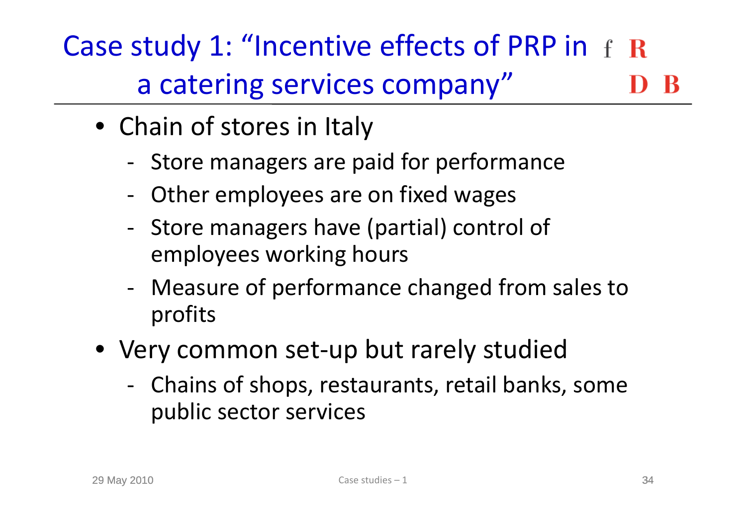# Case study 1: "Incentive effects of PRP in a catering services company"

- Chain of stores in Italy
  - Store managers are paid for performance
  - Other employees are on fixed wages
  - Store managers have (partial) control of employees working hours
  - Measure of performance changed from sales to profits
- Very common set-up but rarely studied
  - Chains of shops, restaurants, retail banks, some public sector services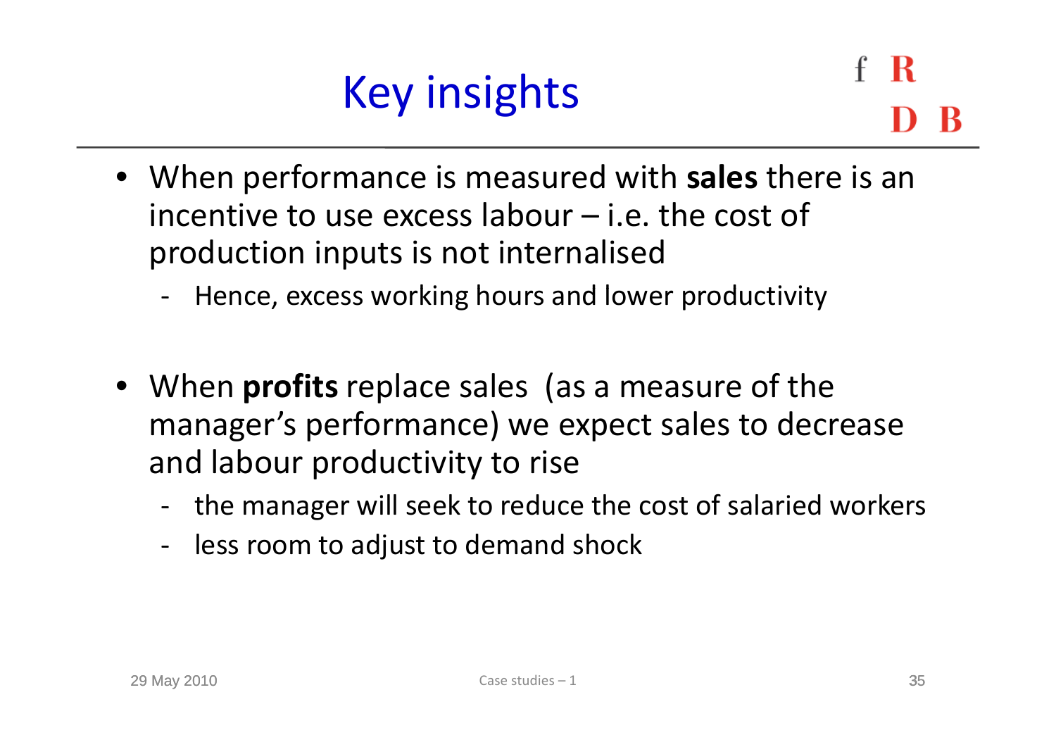# Key insights

- When performance is measured with **sales** there is an incentive to use excess labour – i.e. the cost of production inputs is not internalised
  - Hence, excess working hours and lower productivity

- When **profits** replace sales (as a measure of the manager's performance) we expect sales to decrease and labour productivity to rise
  - the manager will seek to reduce the cost of salaried workers
  - less room to adjust to demand shock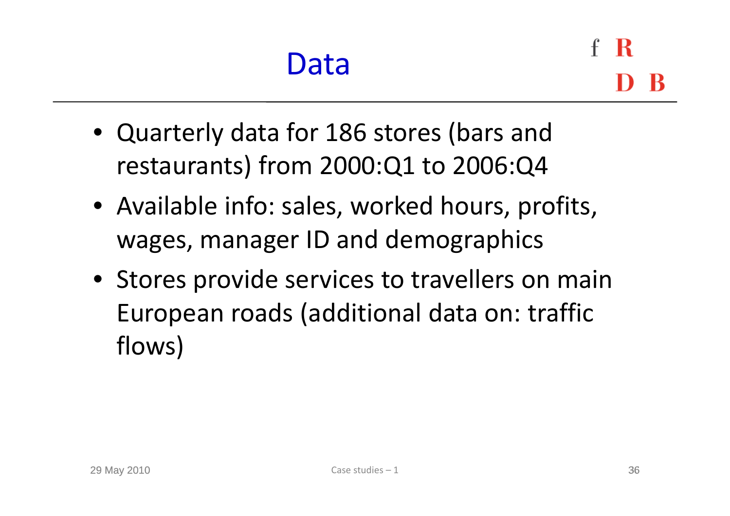# Data

- Quarterly data for 186 stores (bars and restaurants) from 2000:Q1 to 2006:Q4
- Available info: sales, worked hours, profits, wages, manager ID and demographics
- Stores provide services to travellers on main European roads (additional data on: traffic flows)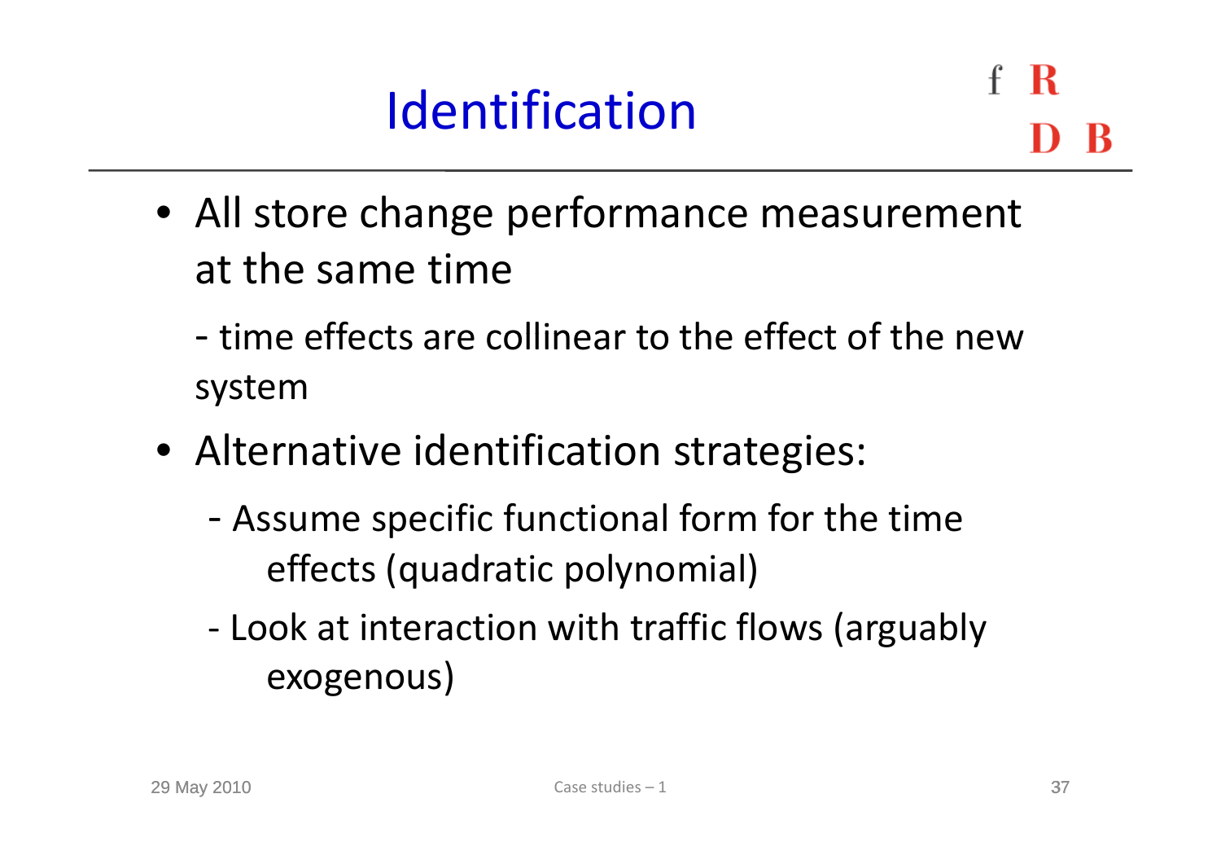# Identification

- All store change performance measurement at the same time

  - time effects are collinear to the effect of the new system

- Alternative identification strategies:

  - Assume specific functional form for the time effects (quadratic polynomial)

  - Look at interaction with traffic flows (arguably exogenous)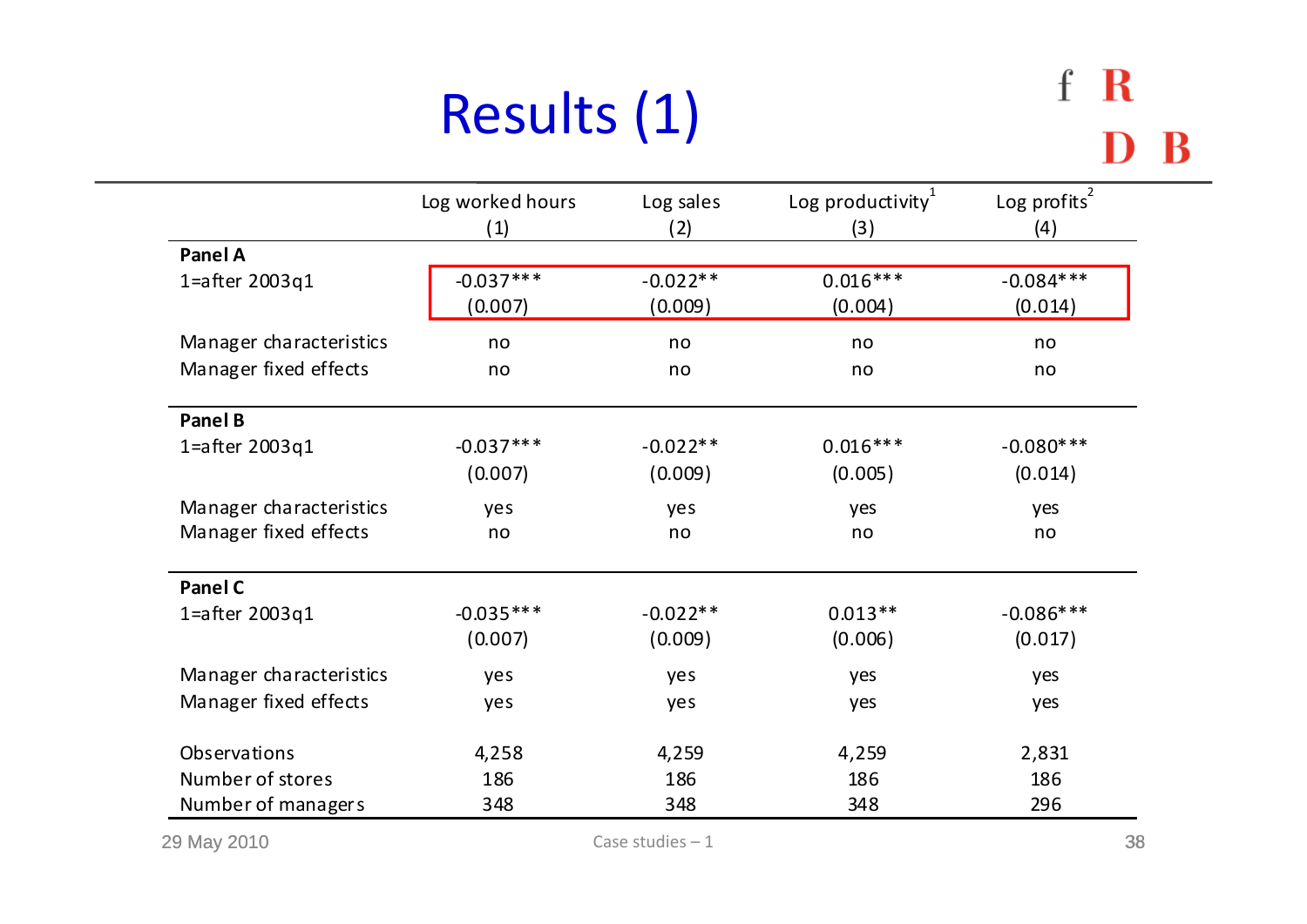# Results (1)

| | Log worked hours | Log sales | Log productivity[1] | Log profits[2] |
|---|---|---|---|---|
| | (1) | (2) | (3) | (4) |
| **Panel A** | | | | |
| 1=after 2003q1 | -0.037*** | -0.022** | 0.016*** | -0.084*** |
| | (0.007) | (0.009) | (0.004) | (0.014) |
| Manager characteristics | no | no | no | no |
| Manager fixed effects | no | no | no | no |
| **Panel B** | | | | |
| 1=after 2003q1 | -0.037*** | -0.022** | 0.016*** | -0.080*** |
| | (0.007) | (0.009) | (0.005) | (0.014) |
| Manager characteristics | yes | yes | yes | yes |
| Manager fixed effects | no | no | no | no |
| **Panel C** | | | | |
| 1=after 2003q1 | -0.035*** | -0.022** | 0.013** | -0.086*** |
| | (0.007) | (0.009) | (0.006) | (0.017) |
| Manager characteristics | yes | yes | yes | yes |
| Manager fixed effects | yes | yes | yes | yes |
| Observations | 4,258 | 4,259 | 4,259 | 2,831 |
| Number of stores | 186 | 186 | 186 | 186 |
| Number of managers | 348 | 348 | 348 | 296 |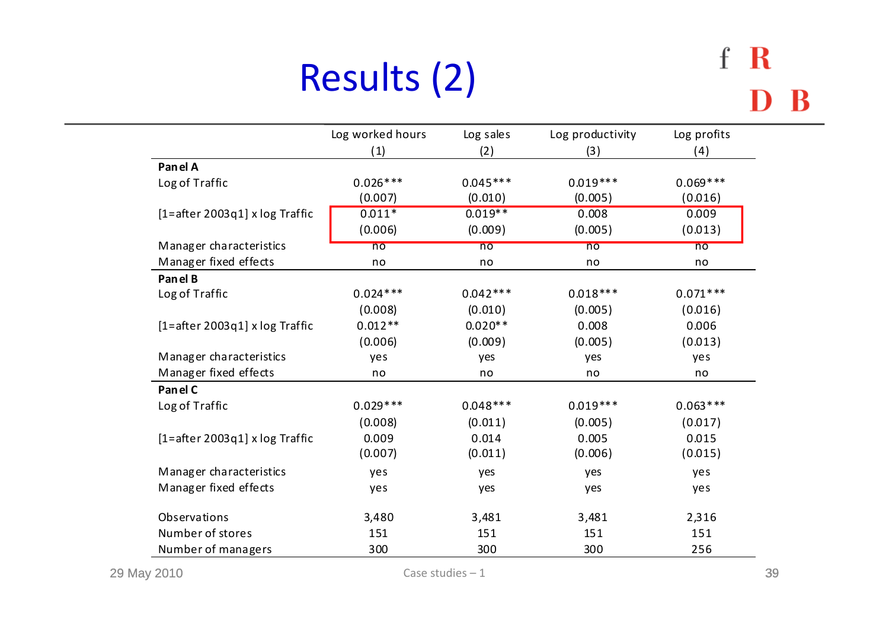# Results (2)

| | Log worked hours | Log sales | Log productivity | Log profits |
|---|---|---|---|---|
| | (1) | (2) | (3) | (4) |
| **Panel A** | | | | |
| Log of Traffic | 0.026*** | 0.045*** | 0.019*** | 0.069*** |
| | (0.007) | (0.010) | (0.005) | (0.016) |
| [1=after 2003q1] x log Traffic | 0.011* | 0.019** | 0.008 | 0.009 |
| | (0.006) | (0.009) | (0.005) | (0.013) |
| Manager characteristics | no | no | no | no |
| Manager fixed effects | no | no | no | no |
| **Panel B** | | | | |
| Log of Traffic | 0.024*** | 0.042*** | 0.018*** | 0.071*** |
| | (0.008) | (0.010) | (0.005) | (0.016) |
| [1=after 2003q1] x log Traffic | 0.012** | 0.020** | 0.008 | 0.006 |
| | (0.006) | (0.009) | (0.005) | (0.013) |
| Manager characteristics | yes | yes | yes | yes |
| Manager fixed effects | no | no | no | no |
| **Panel C** | | | | |
| Log of Traffic | 0.029*** | 0.048*** | 0.019*** | 0.063*** |
| | (0.008) | (0.011) | (0.005) | (0.017) |
| [1=after 2003q1] x log Traffic | 0.009 | 0.014 | 0.005 | 0.015 |
| | (0.007) | (0.011) | (0.006) | (0.015) |
| Manager characteristics | yes | yes | yes | yes |
| Manager fixed effects | yes | yes | yes | yes |
| Observations | 3,480 | 3,481 | 3,481 | 2,316 |
| Number of stores | 151 | 151 | 151 | 151 |
| Number of managers | 300 | 300 | 300 | 256 |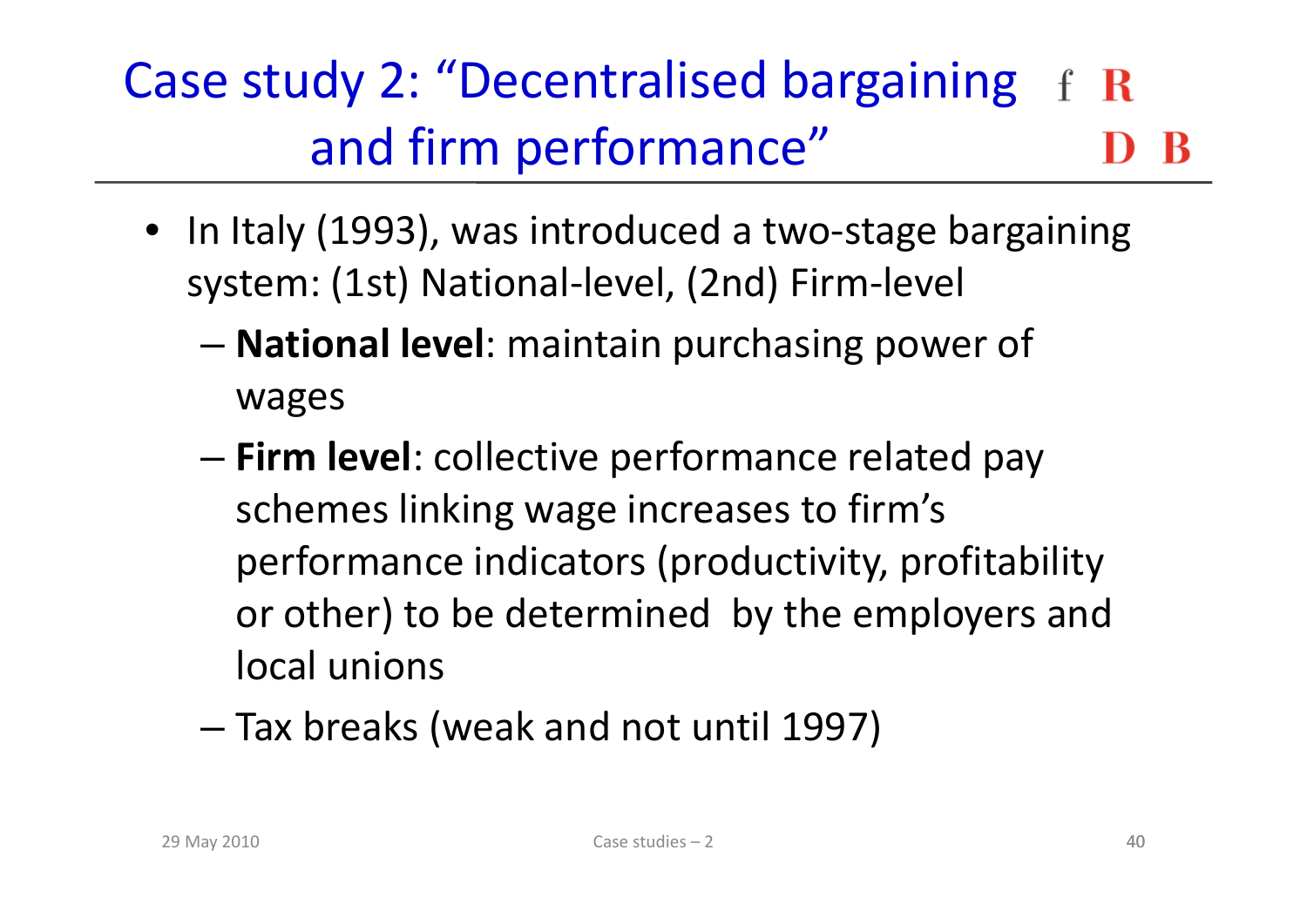# Case study 2: "Decentralised bargaining and firm performance"

- In Italy (1993), was introduced a two-stage bargaining system: (1st) National-level, (2nd) Firm-level
  - **National level**: maintain purchasing power of wages
  - **Firm level**: collective performance related pay schemes linking wage increases to firm's performance indicators (productivity, profitability or other) to be determined by the employers and local unions
  - Tax breaks (weak and not until 1997)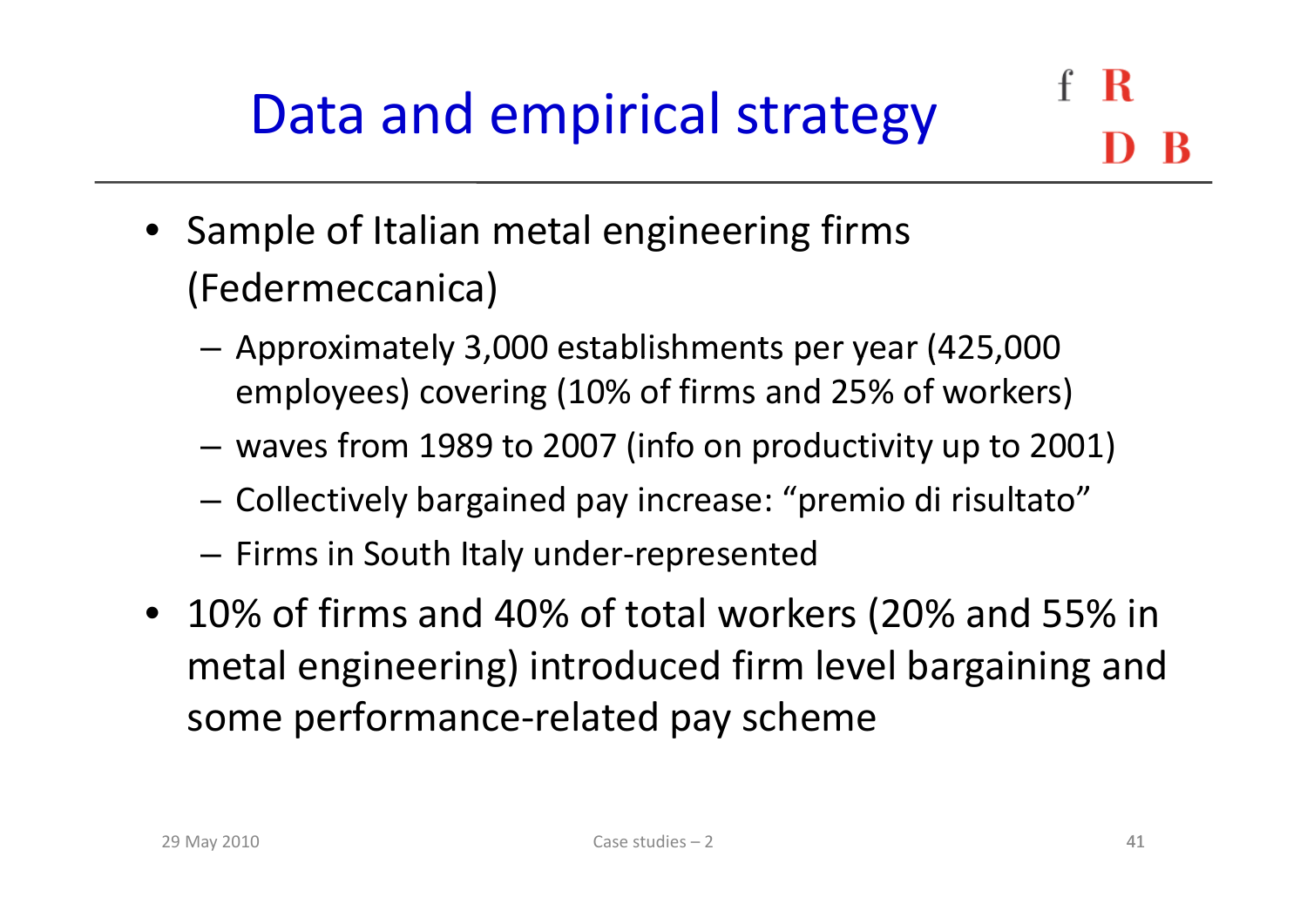# Data and empirical strategy

- Sample of Italian metal engineering firms (Federmeccanica)
  - Approximately 3,000 establishments per year (425,000 employees) covering (10% of firms and 25% of workers)
  - waves from 1989 to 2007 (info on productivity up to 2001)
  - Collectively bargained pay increase: "premio di risultato"
  - Firms in South Italy under-represented
- 10% of firms and 40% of total workers (20% and 55% in metal engineering) introduced firm level bargaining and some performance-related pay scheme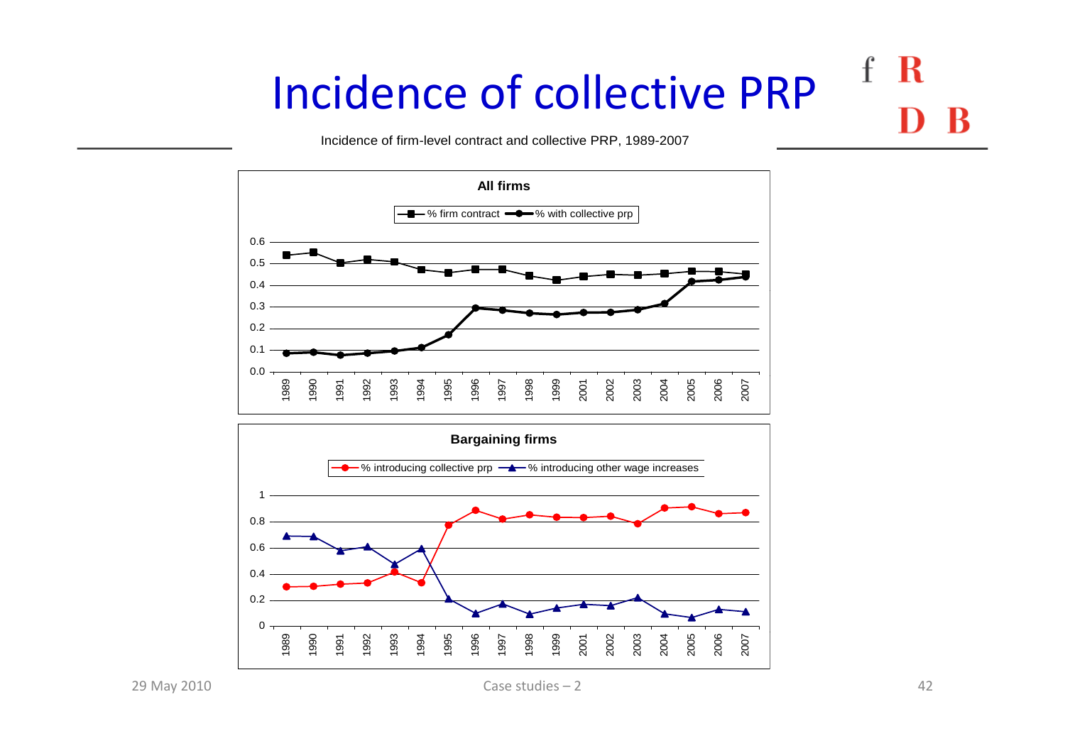# Incidence of collective PRP

Incidence of firm-level contract and collective PRP, 1989-2007

**All firms**

% firm contract — % with collective prp

**Bargaining firms**

% introducing collective prp — % introducing other wage increases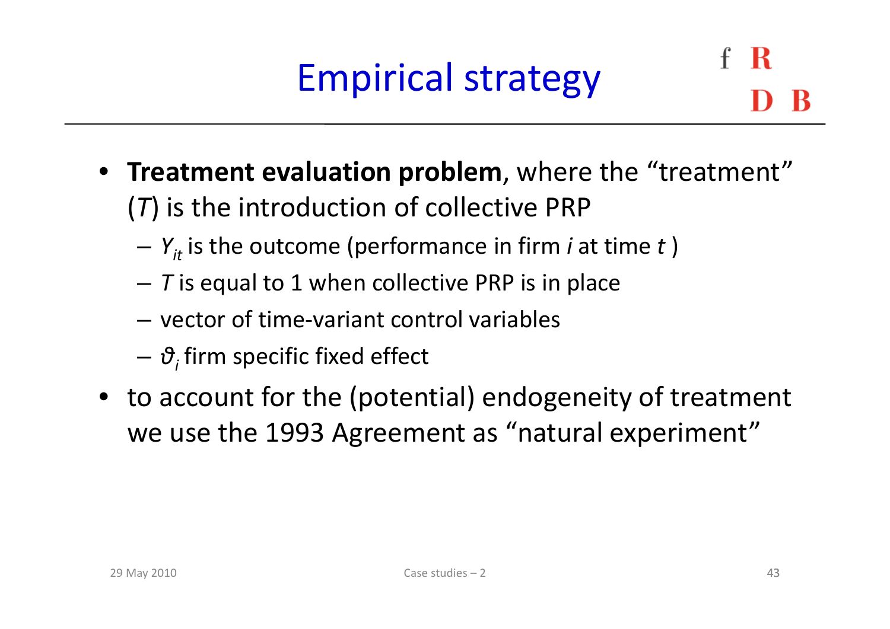# Empirical strategy

- **Treatment evaluation problem**, where the "treatment" ($T$) is the introduction of collective PRP
  - $Y_{it}$ is the outcome (performance in firm $i$ at time $t$ )
  - $T$ is equal to 1 when collective PRP is in place
  - vector of time-variant control variables
  - $\vartheta_i$ firm specific fixed effect
- to account for the (potential) endogeneity of treatment we use the 1993 Agreement as "natural experiment"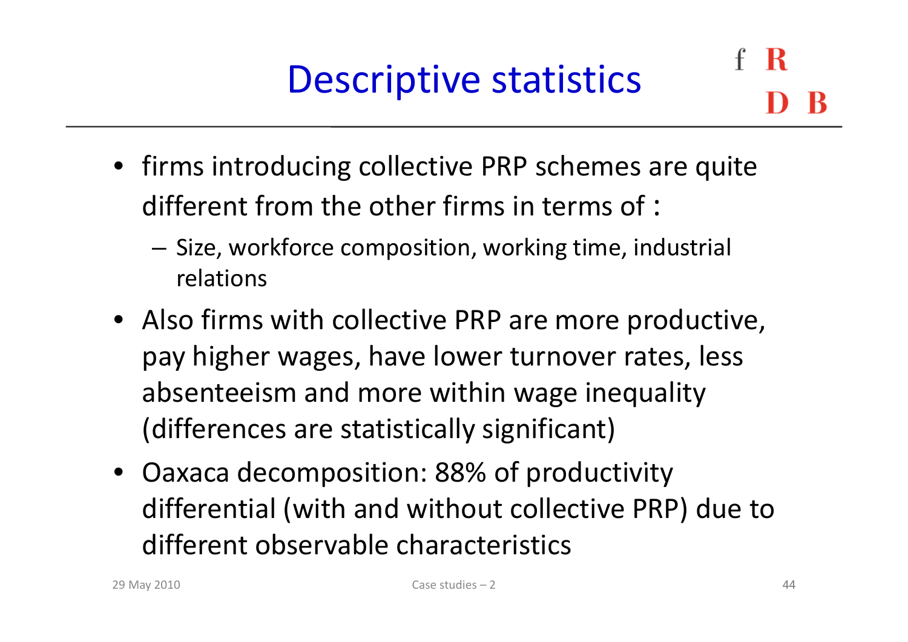# Descriptive statistics

- firms introducing collective PRP schemes are quite different from the other firms in terms of :
  - Size, workforce composition, working time, industrial relations
- Also firms with collective PRP are more productive, pay higher wages, have lower turnover rates, less absenteeism and more within wage inequality (differences are statistically significant)
- Oaxaca decomposition: 88% of productivity differential (with and without collective PRP) due to different observable characteristics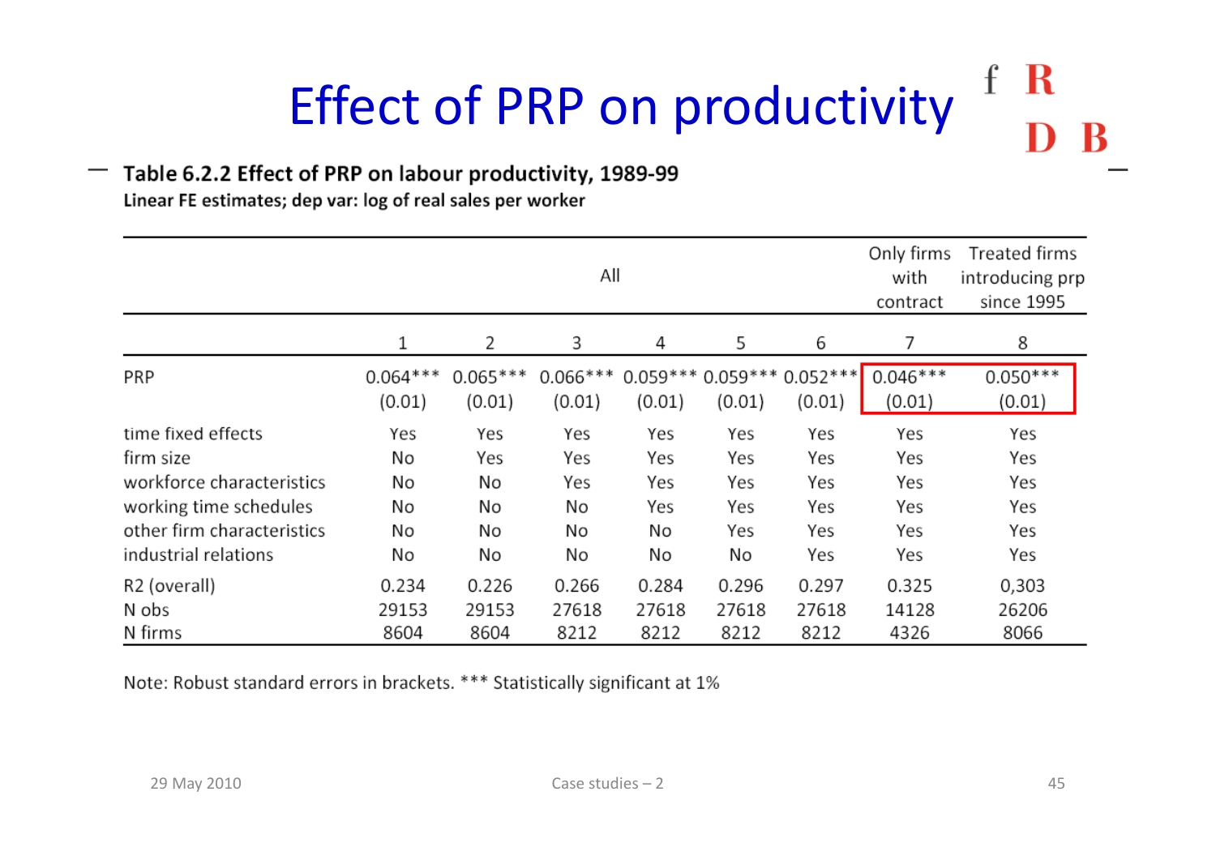# Effect of PRP on productivity

**Table 6.2.2 Effect of PRP on labour productivity, 1989-99**

**Linear FE estimates; dep var: log of real sales per worker**

| | All | | | | | | Only firms with contract | Treated firms introducing prp since 1995 |
|---|---|---|---|---|---|---|---|---|
| | 1 | 2 | 3 | 4 | 5 | 6 | 7 | 8 |
| PRP | 0.064*** | 0.065*** | 0.066*** | 0.059*** | 0.059*** | 0.052*** | 0.046*** | 0.050*** |
| | (0.01) | (0.01) | (0.01) | (0.01) | (0.01) | (0.01) | (0.01) | (0.01) |
| time fixed effects | Yes | Yes | Yes | Yes | Yes | Yes | Yes | Yes |
| firm size | No | Yes | Yes | Yes | Yes | Yes | Yes | Yes |
| workforce characteristics | No | No | Yes | Yes | Yes | Yes | Yes | Yes |
| working time schedules | No | No | No | Yes | Yes | Yes | Yes | Yes |
| other firm characteristics | No | No | No | No | Yes | Yes | Yes | Yes |
| industrial relations | No | No | No | No | No | Yes | Yes | Yes |
| R2 (overall) | 0.234 | 0.226 | 0.266 | 0.284 | 0.296 | 0.297 | 0.325 | 0,303 |
| N obs | 29153 | 29153 | 27618 | 27618 | 27618 | 27618 | 14128 | 26206 |
| N firms | 8604 | 8604 | 8212 | 8212 | 8212 | 8212 | 4326 | 8066 |

Note: Robust standard errors in brackets. *** Statistically significant at 1%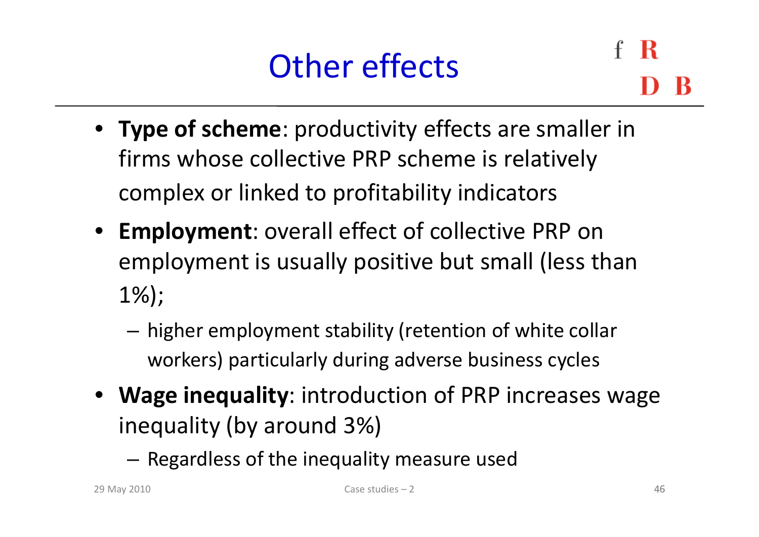# Other effects

- **Type of scheme**: productivity effects are smaller in firms whose collective PRP scheme is relatively complex or linked to profitability indicators
- **Employment**: overall effect of collective PRP on employment is usually positive but small (less than 1%);
  - higher employment stability (retention of white collar workers) particularly during adverse business cycles
- **Wage inequality**: introduction of PRP increases wage inequality (by around 3%)
  - Regardless of the inequality measure used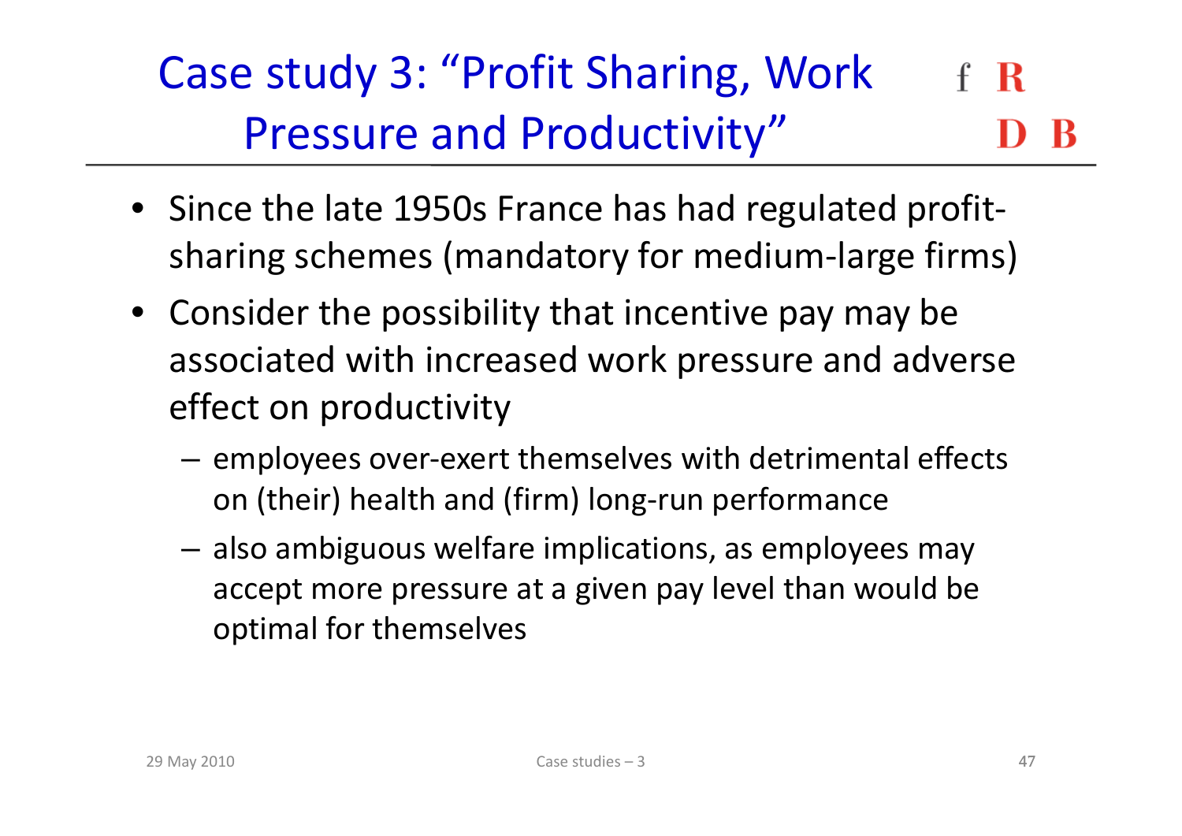# Case study 3: "Profit Sharing, Work Pressure and Productivity"

- Since the late 1950s France has had regulated profit-sharing schemes (mandatory for medium-large firms)
- Consider the possibility that incentive pay may be associated with increased work pressure and adverse effect on productivity
  - employees over-exert themselves with detrimental effects on (their) health and (firm) long-run performance
  - also ambiguous welfare implications, as employees may accept more pressure at a given pay level than would be optimal for themselves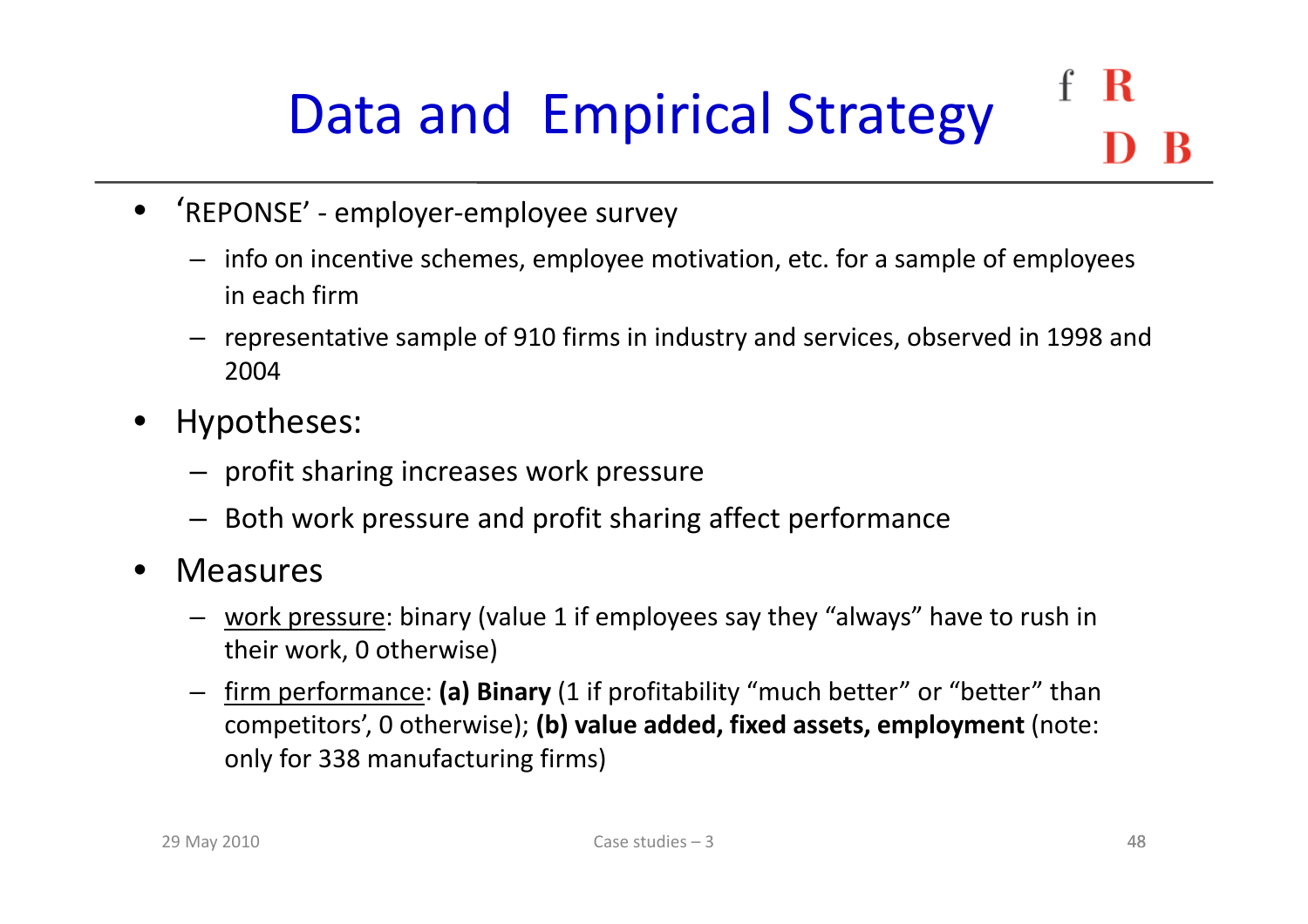# Data and Empirical Strategy

- 'REPONSE' - employer-employee survey
  - info on incentive schemes, employee motivation, etc. for a sample of employees in each firm
  - representative sample of 910 firms in industry and services, observed in 1998 and 2004
- Hypotheses:
  - profit sharing increases work pressure
  - Both work pressure and profit sharing affect performance
- Measures
  - work pressure: binary (value 1 if employees say they "always" have to rush in their work, 0 otherwise)
  - firm performance: **(a) Binary** (1 if profitability "much better" or "better" than competitors', 0 otherwise); **(b) value added, fixed assets, employment** (note: only for 338 manufacturing firms)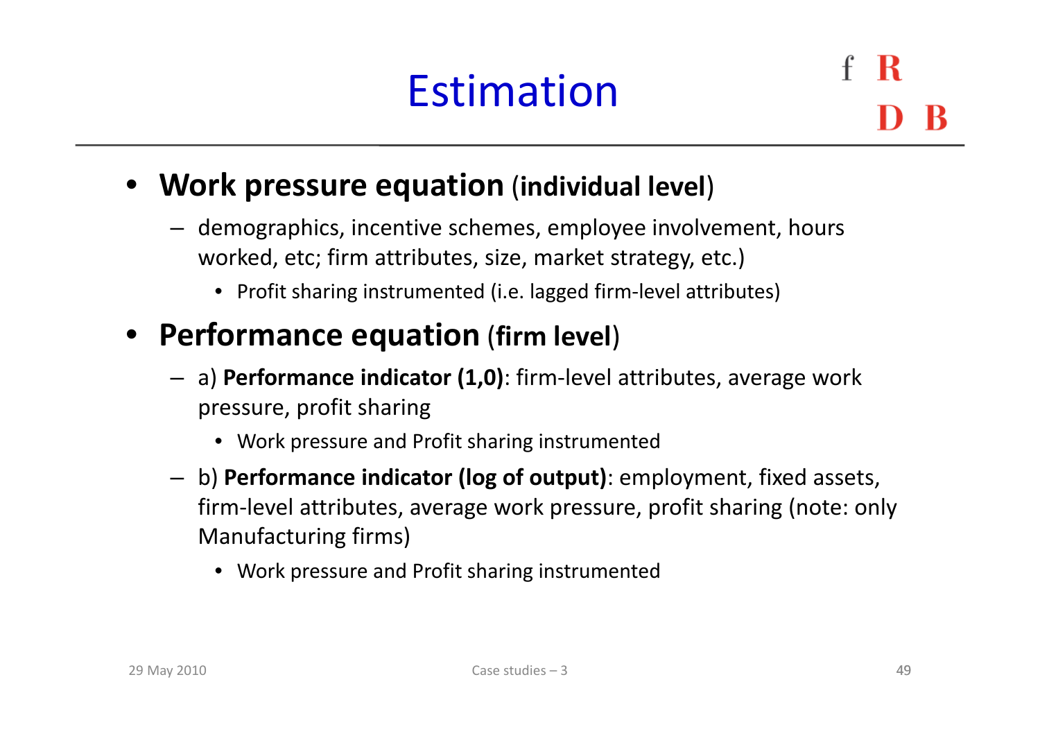# Estimation

- **Work pressure equation** (**individual level**)
  - demographics, incentive schemes, employee involvement, hours worked, etc; firm attributes, size, market strategy, etc.)
    - Profit sharing instrumented (i.e. lagged firm-level attributes)
- **Performance equation** (**firm level**)
  - a) **Performance indicator (1,0)**: firm-level attributes, average work pressure, profit sharing
    - Work pressure and Profit sharing instrumented
  - b) **Performance indicator (log of output)**: employment, fixed assets, firm-level attributes, average work pressure, profit sharing (note: only Manufacturing firms)
    - Work pressure and Profit sharing instrumented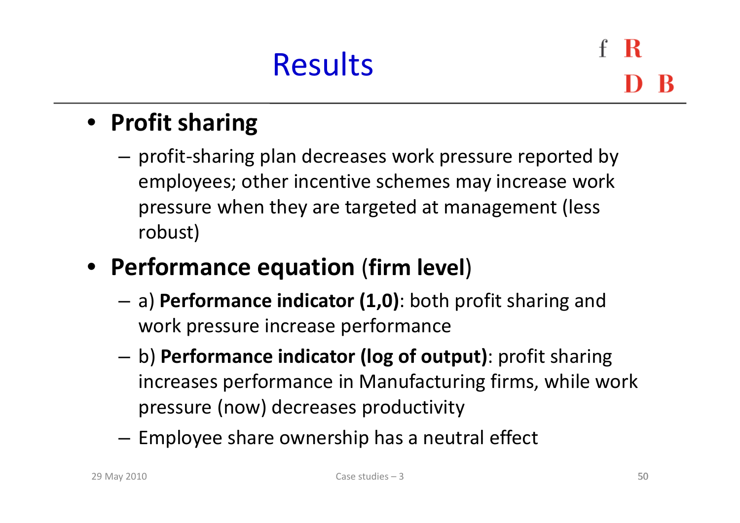# Results

- **Profit sharing**
  - profit-sharing plan decreases work pressure reported by employees; other incentive schemes may increase work pressure when they are targeted at management (less robust)
- **Performance equation** (**firm level**)
  - a) **Performance indicator (1,0)**: both profit sharing and work pressure increase performance
  - b) **Performance indicator (log of output)**: profit sharing increases performance in Manufacturing firms, while work pressure (now) decreases productivity
  - Employee share ownership has a neutral effect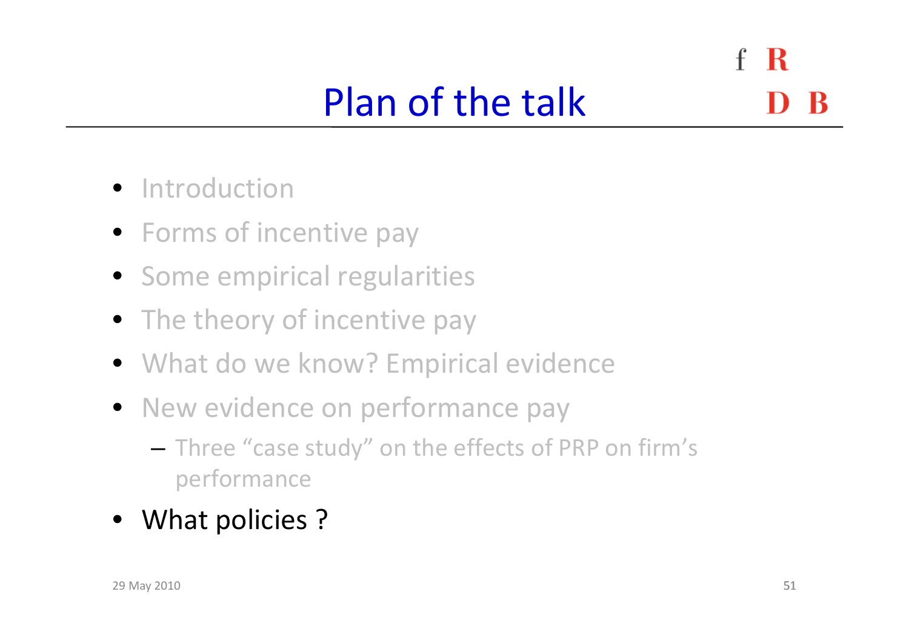# Plan of the talk

- Introduction
- Forms of incentive pay
- Some empirical regularities
- The theory of incentive pay
- What do we know? Empirical evidence
- New evidence on performance pay
  - Three "case study" on the effects of PRP on firm's performance
- What policies ?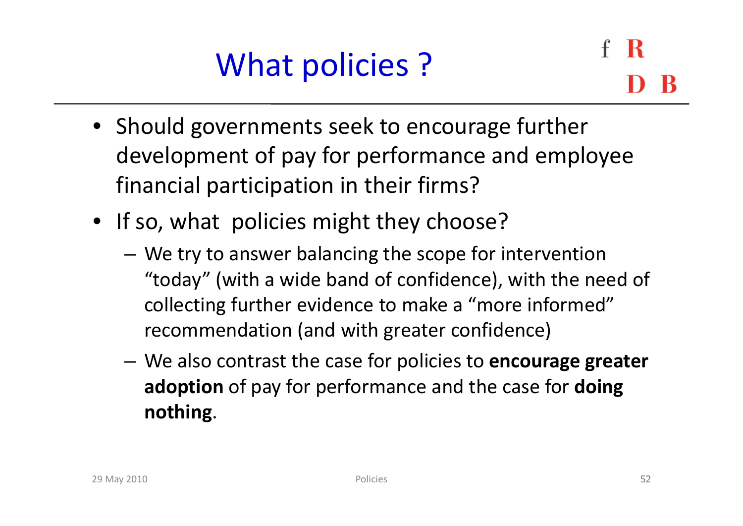# What policies ?

- Should governments seek to encourage further development of pay for performance and employee financial participation in their firms?
- If so, what  policies might they choose?
  - We try to answer balancing the scope for intervention “today” (with a wide band of confidence), with the need of collecting further evidence to make a “more informed” recommendation (and with greater confidence)
  - We also contrast the case for policies to **encourage greater adoption** of pay for performance and the case for **doing nothing**.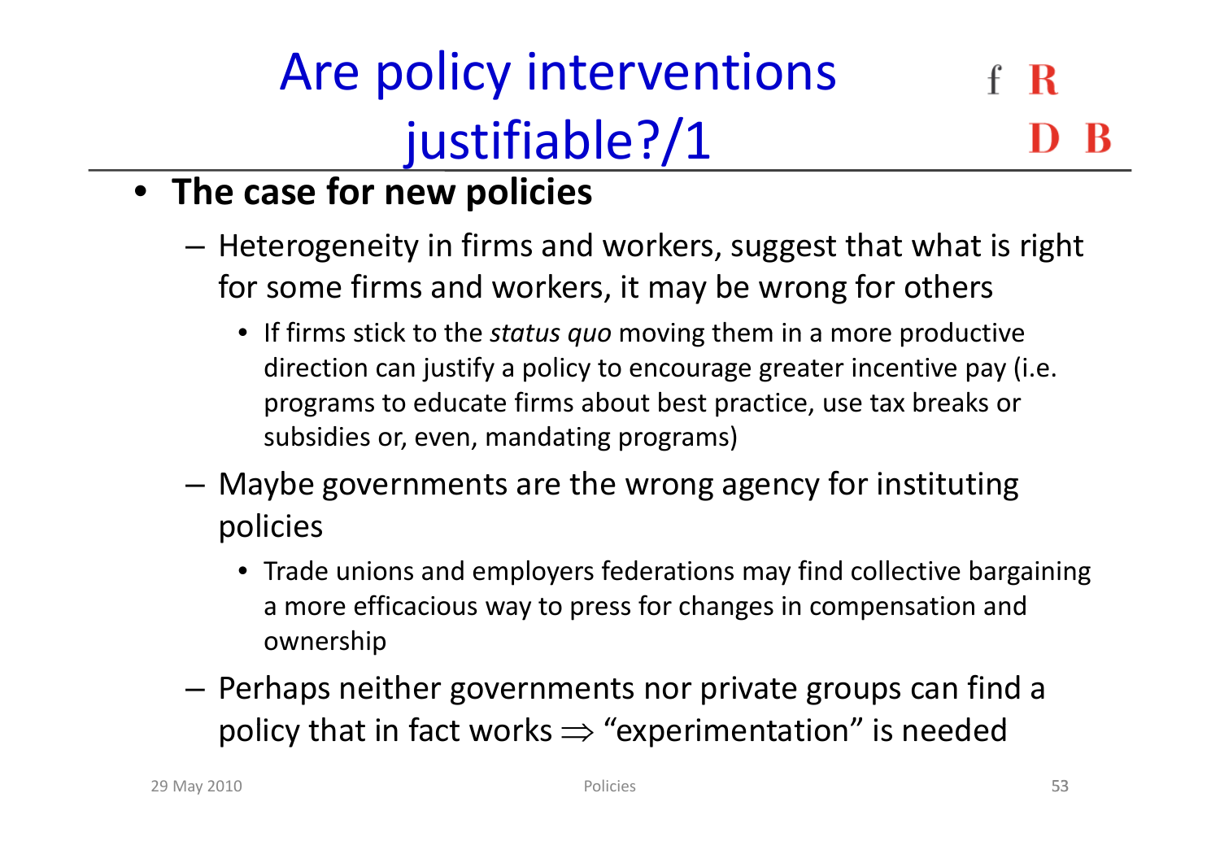# Are policy interventions justifiable?/1

- **The case for new policies**
  - Heterogeneity in firms and workers, suggest that what is right for some firms and workers, it may be wrong for others
    - If firms stick to the *status quo* moving them in a more productive direction can justify a policy to encourage greater incentive pay (i.e. programs to educate firms about best practice, use tax breaks or subsidies or, even, mandating programs)
  - Maybe governments are the wrong agency for instituting policies
    - Trade unions and employers federations may find collective bargaining a more efficacious way to press for changes in compensation and ownership
  - Perhaps neither governments nor private groups can find a policy that in fact works $\Rightarrow$ "experimentation" is needed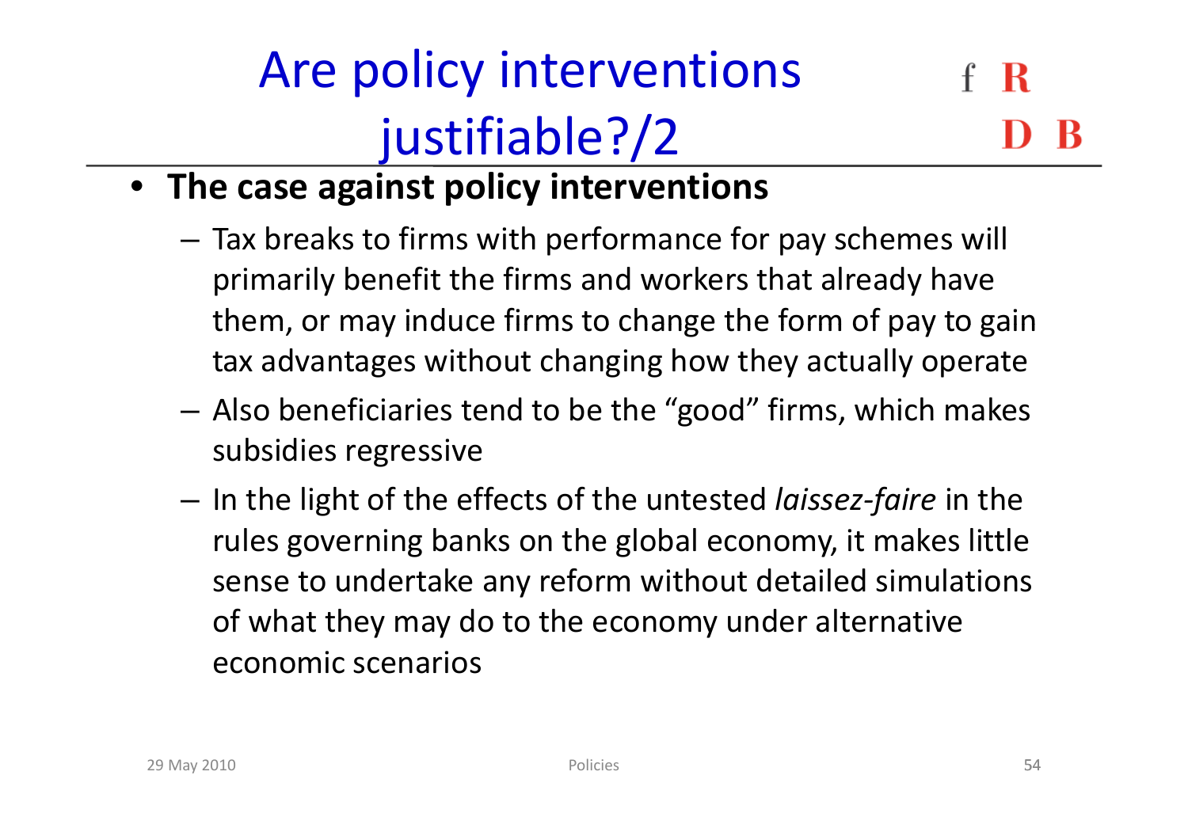# Are policy interventions justifiable?/2

- **The case against policy interventions**
  - Tax breaks to firms with performance for pay schemes will primarily benefit the firms and workers that already have them, or may induce firms to change the form of pay to gain tax advantages without changing how they actually operate
  - Also beneficiaries tend to be the “good” firms, which makes subsidies regressive
  - In the light of the effects of the untested *laissez-faire* in the rules governing banks on the global economy, it makes little sense to undertake any reform without detailed simulations of what they may do to the economy under alternative economic scenarios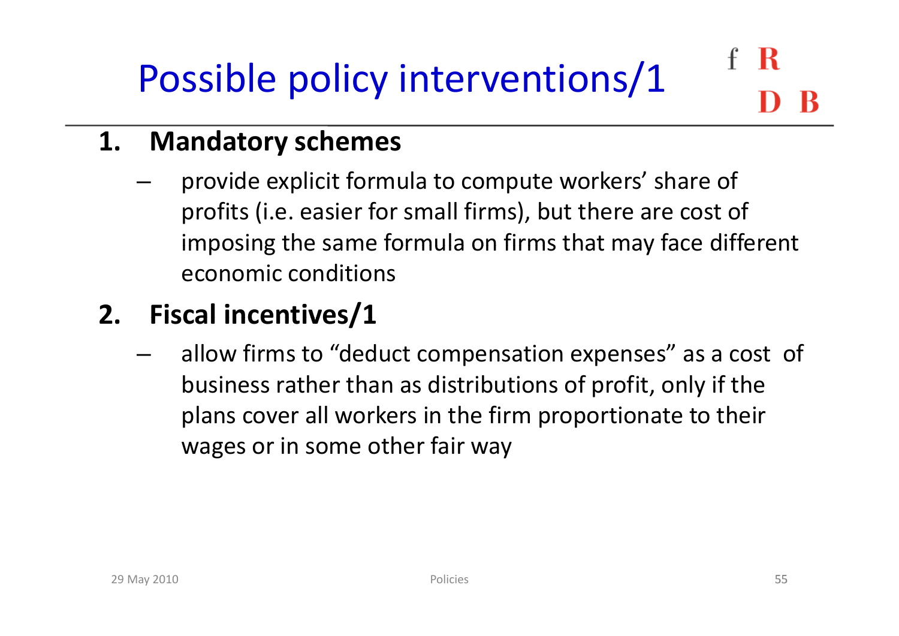# Possible policy interventions/1

1. **Mandatory schemes**
   - provide explicit formula to compute workers' share of profits (i.e. easier for small firms), but there are cost of imposing the same formula on firms that may face different economic conditions
2. **Fiscal incentives/1**
   - allow firms to "deduct compensation expenses" as a cost of business rather than as distributions of profit, only if the plans cover all workers in the firm proportionate to their wages or in some other fair way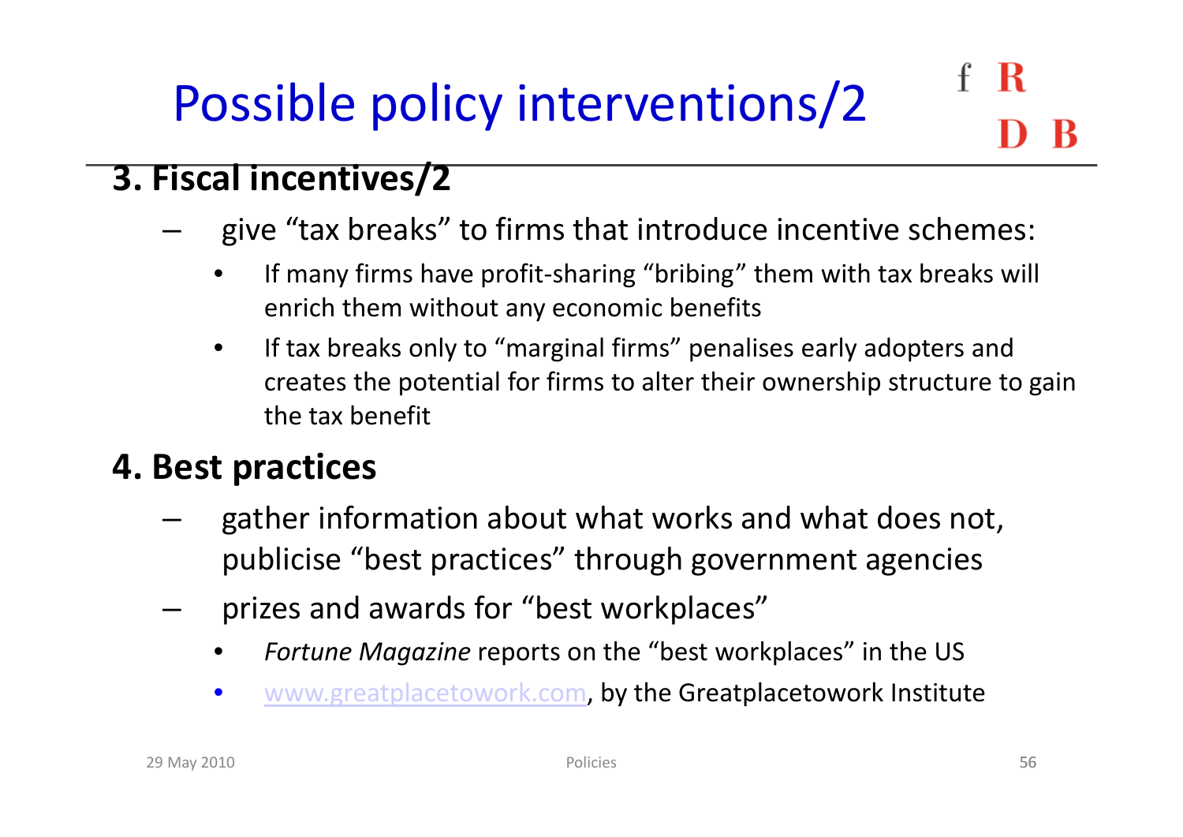# Possible policy interventions/2

## 3. Fiscal incentives/2

- give "tax breaks" to firms that introduce incentive schemes:
  - If many firms have profit-sharing "bribing" them with tax breaks will enrich them without any economic benefits
  - If tax breaks only to "marginal firms" penalises early adopters and creates the potential for firms to alter their ownership structure to gain the tax benefit

## 4. Best practices

- gather information about what works and what does not, publicise "best practices" through government agencies
- prizes and awards for "best workplaces"
  - *Fortune Magazine* reports on the "best workplaces" in the US
  - www.greatplacetowork.com, by the Greatplacetowork Institute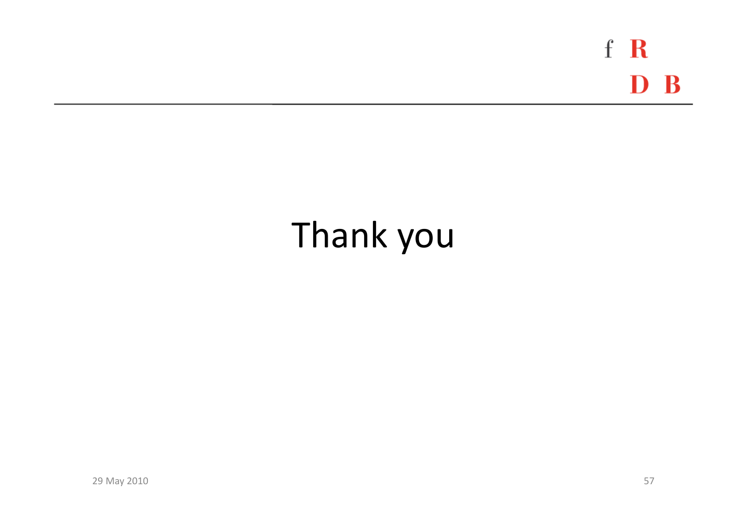# Thank you